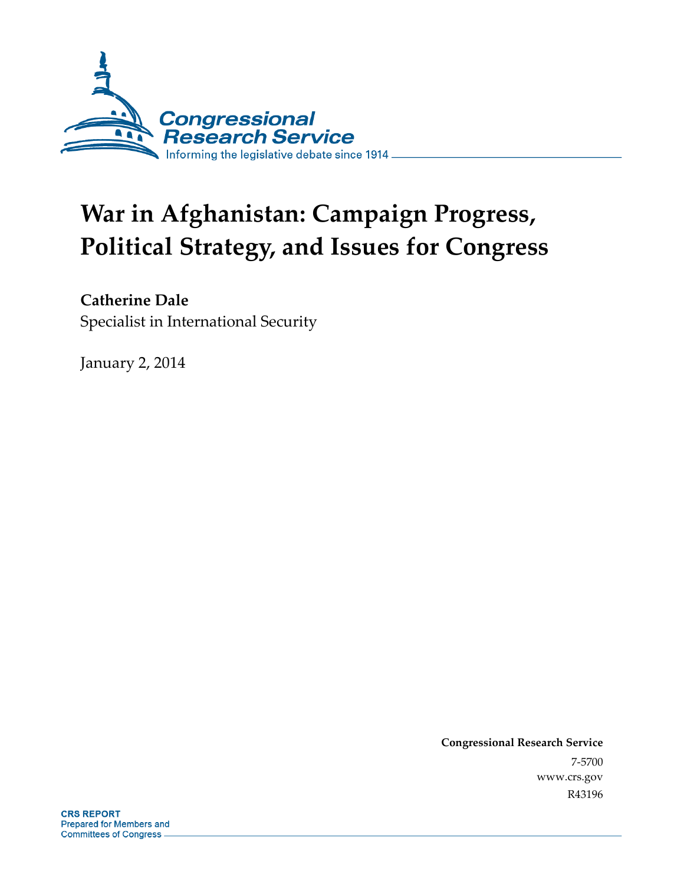Congressional Research Service

Informing the legislative debate since 1914

# War in Afghanistan: Campaign Progress, Political Strategy, and Issues for Congress

**Catherine Dale**

Specialist in International Security

January 2, 2014

**Congressional Research Service**

7-5700

www.crs.gov

R43196

**CRS REPORT**

Prepared for Members and Committees of Congress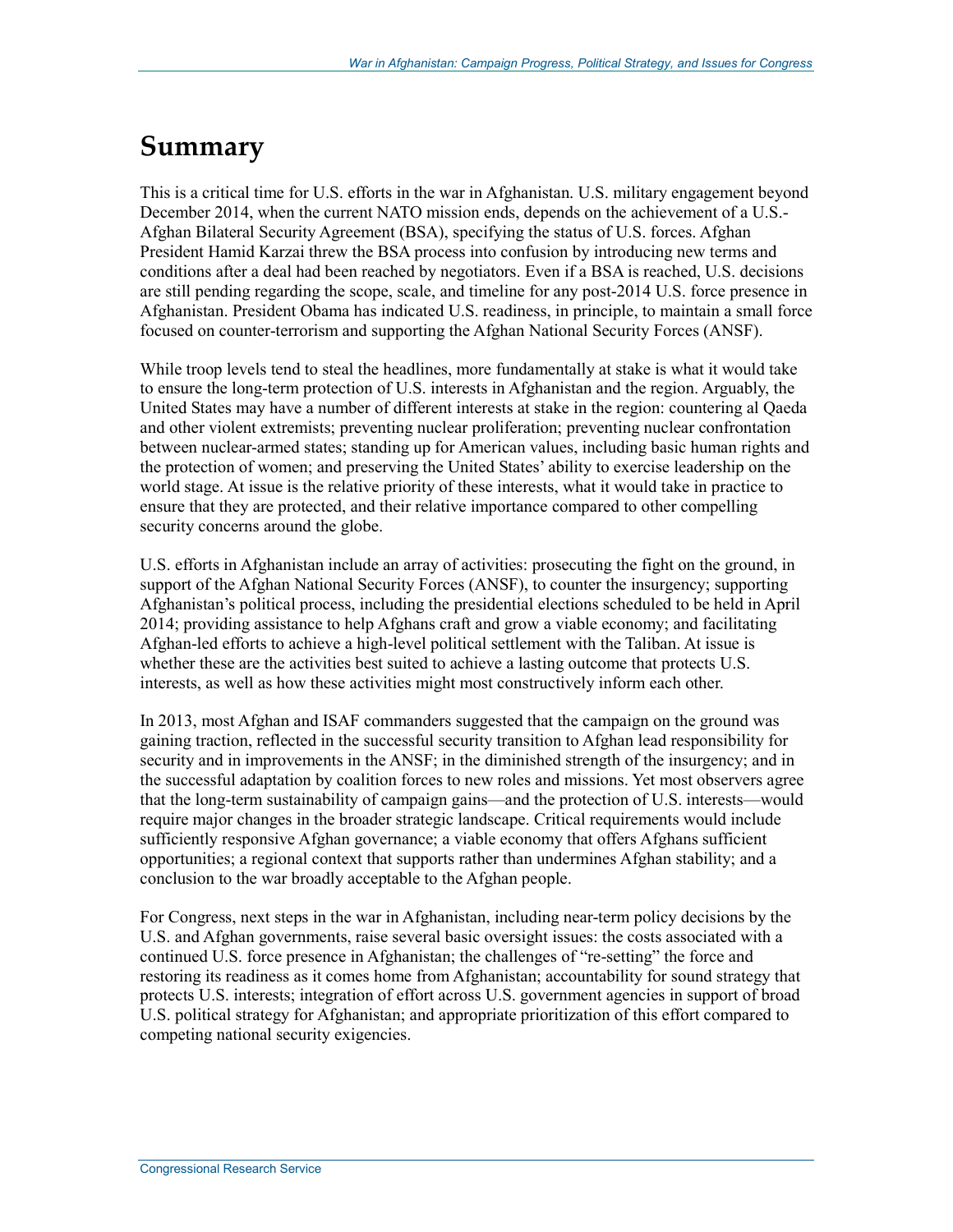# Summary

This is a critical time for U.S. efforts in the war in Afghanistan. U.S. military engagement beyond December 2014, when the current NATO mission ends, depends on the achievement of a U.S.-Afghan Bilateral Security Agreement (BSA), specifying the status of U.S. forces. Afghan President Hamid Karzai threw the BSA process into confusion by introducing new terms and conditions after a deal had been reached by negotiators. Even if a BSA is reached, U.S. decisions are still pending regarding the scope, scale, and timeline for any post-2014 U.S. force presence in Afghanistan. President Obama has indicated U.S. readiness, in principle, to maintain a small force focused on counter-terrorism and supporting the Afghan National Security Forces (ANSF).

While troop levels tend to steal the headlines, more fundamentally at stake is what it would take to ensure the long-term protection of U.S. interests in Afghanistan and the region. Arguably, the United States may have a number of different interests at stake in the region: countering al Qaeda and other violent extremists; preventing nuclear proliferation; preventing nuclear confrontation between nuclear-armed states; standing up for American values, including basic human rights and the protection of women; and preserving the United States' ability to exercise leadership on the world stage. At issue is the relative priority of these interests, what it would take in practice to ensure that they are protected, and their relative importance compared to other compelling security concerns around the globe.

U.S. efforts in Afghanistan include an array of activities: prosecuting the fight on the ground, in support of the Afghan National Security Forces (ANSF), to counter the insurgency; supporting Afghanistan's political process, including the presidential elections scheduled to be held in April 2014; providing assistance to help Afghans craft and grow a viable economy; and facilitating Afghan-led efforts to achieve a high-level political settlement with the Taliban. At issue is whether these are the activities best suited to achieve a lasting outcome that protects U.S. interests, as well as how these activities might most constructively inform each other.

In 2013, most Afghan and ISAF commanders suggested that the campaign on the ground was gaining traction, reflected in the successful security transition to Afghan lead responsibility for security and in improvements in the ANSF; in the diminished strength of the insurgency; and in the successful adaptation by coalition forces to new roles and missions. Yet most observers agree that the long-term sustainability of campaign gains—and the protection of U.S. interests—would require major changes in the broader strategic landscape. Critical requirements would include sufficiently responsive Afghan governance; a viable economy that offers Afghans sufficient opportunities; a regional context that supports rather than undermines Afghan stability; and a conclusion to the war broadly acceptable to the Afghan people.

For Congress, next steps in the war in Afghanistan, including near-term policy decisions by the U.S. and Afghan governments, raise several basic oversight issues: the costs associated with a continued U.S. force presence in Afghanistan; the challenges of "re-setting" the force and restoring its readiness as it comes home from Afghanistan; accountability for sound strategy that protects U.S. interests; integration of effort across U.S. government agencies in support of broad U.S. political strategy for Afghanistan; and appropriate prioritization of this effort compared to competing national security exigencies.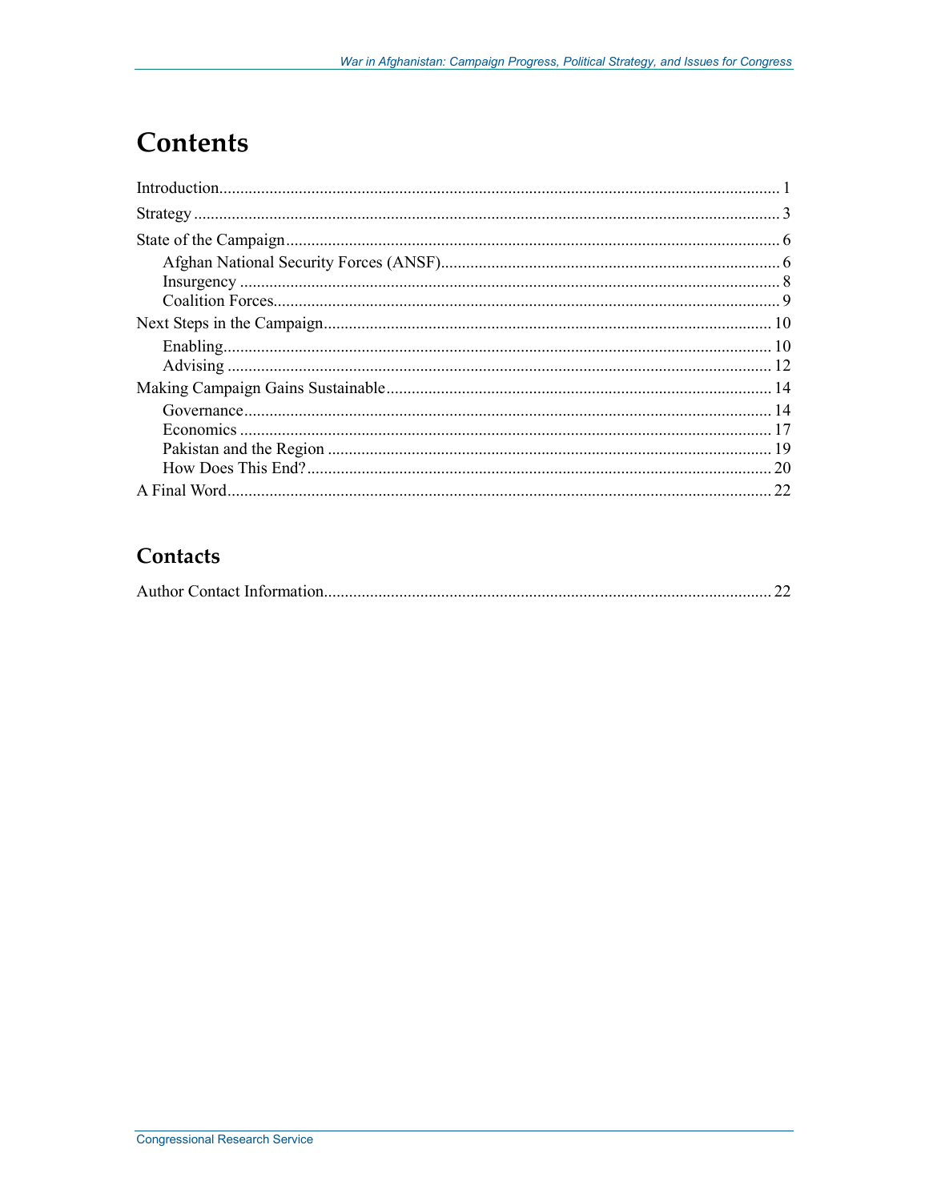# Contents

Introduction .... 1

Strategy .... 3

State of the Campaign .... 6

- Afghan National Security Forces (ANSF) .... 6
- Insurgency .... 8
- Coalition Forces .... 9

Next Steps in the Campaign .... 10

- Enabling .... 10
- Advising .... 12

Making Campaign Gains Sustainable .... 14

- Governance .... 14
- Economics .... 17
- Pakistan and the Region .... 19
- How Does This End? .... 20

A Final Word .... 22

## Contacts

Author Contact Information .... 22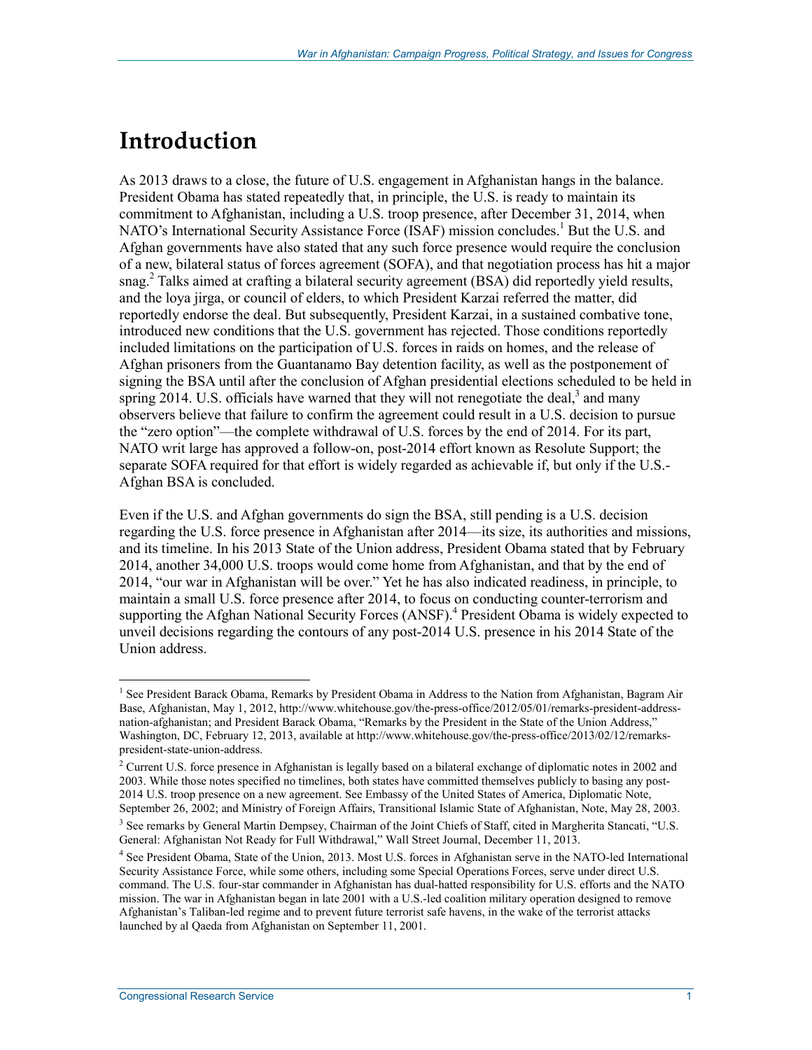# Introduction

As 2013 draws to a close, the future of U.S. engagement in Afghanistan hangs in the balance. President Obama has stated repeatedly that, in principle, the U.S. is ready to maintain its commitment to Afghanistan, including a U.S. troop presence, after December 31, 2014, when NATO's International Security Assistance Force (ISAF) mission concludes.[1] But the U.S. and Afghan governments have also stated that any such force presence would require the conclusion of a new, bilateral status of forces agreement (SOFA), and that negotiation process has hit a major snag.[2] Talks aimed at crafting a bilateral security agreement (BSA) did reportedly yield results, and the loya jirga, or council of elders, to which President Karzai referred the matter, did reportedly endorse the deal. But subsequently, President Karzai, in a sustained combative tone, introduced new conditions that the U.S. government has rejected. Those conditions reportedly included limitations on the participation of U.S. forces in raids on homes, and the release of Afghan prisoners from the Guantanamo Bay detention facility, as well as the postponement of signing the BSA until after the conclusion of Afghan presidential elections scheduled to be held in spring 2014. U.S. officials have warned that they will not renegotiate the deal,[3] and many observers believe that failure to confirm the agreement could result in a U.S. decision to pursue the "zero option"—the complete withdrawal of U.S. forces by the end of 2014. For its part, NATO writ large has approved a follow-on, post-2014 effort known as Resolute Support; the separate SOFA required for that effort is widely regarded as achievable if, but only if the U.S.-Afghan BSA is concluded.

Even if the U.S. and Afghan governments do sign the BSA, still pending is a U.S. decision regarding the U.S. force presence in Afghanistan after 2014—its size, its authorities and missions, and its timeline. In his 2013 State of the Union address, President Obama stated that by February 2014, another 34,000 U.S. troops would come home from Afghanistan, and that by the end of 2014, "our war in Afghanistan will be over." Yet he has also indicated readiness, in principle, to maintain a small U.S. force presence after 2014, to focus on conducting counter-terrorism and supporting the Afghan National Security Forces (ANSF).[4] President Obama is widely expected to unveil decisions regarding the contours of any post-2014 U.S. presence in his 2014 State of the Union address.

---

[1] See President Barack Obama, Remarks by President Obama in Address to the Nation from Afghanistan, Bagram Air Base, Afghanistan, May 1, 2012, http://www.whitehouse.gov/the-press-office/2012/05/01/remarks-president-address-nation-afghanistan; and President Barack Obama, "Remarks by the President in the State of the Union Address," Washington, DC, February 12, 2013, available at http://www.whitehouse.gov/the-press-office/2013/02/12/remarks-president-state-union-address.

[2] Current U.S. force presence in Afghanistan is legally based on a bilateral exchange of diplomatic notes in 2002 and 2003. While those notes specified no timelines, both states have committed themselves publicly to basing any post-2014 U.S. troop presence on a new agreement. See Embassy of the United States of America, Diplomatic Note, September 26, 2002; and Ministry of Foreign Affairs, Transitional Islamic State of Afghanistan, Note, May 28, 2003.

[3] See remarks by General Martin Dempsey, Chairman of the Joint Chiefs of Staff, cited in Margherita Stancati, "U.S. General: Afghanistan Not Ready for Full Withdrawal," Wall Street Journal, December 11, 2013.

[4] See President Obama, State of the Union, 2013. Most U.S. forces in Afghanistan serve in the NATO-led International Security Assistance Force, while some others, including some Special Operations Forces, serve under direct U.S. command. The U.S. four-star commander in Afghanistan has dual-hatted responsibility for U.S. efforts and the NATO mission. The war in Afghanistan began in late 2001 with a U.S.-led coalition military operation designed to remove Afghanistan's Taliban-led regime and to prevent future terrorist safe havens, in the wake of the terrorist attacks launched by al Qaeda from Afghanistan on September 11, 2001.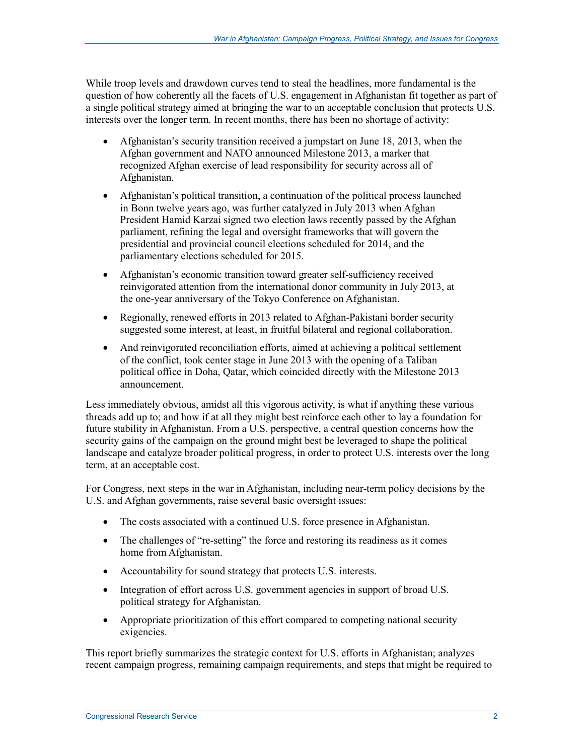While troop levels and drawdown curves tend to steal the headlines, more fundamental is the question of how coherently all the facets of U.S. engagement in Afghanistan fit together as part of a single political strategy aimed at bringing the war to an acceptable conclusion that protects U.S. interests over the longer term. In recent months, there has been no shortage of activity:

- Afghanistan's security transition received a jumpstart on June 18, 2013, when the Afghan government and NATO announced Milestone 2013, a marker that recognized Afghan exercise of lead responsibility for security across all of Afghanistan.
- Afghanistan's political transition, a continuation of the political process launched in Bonn twelve years ago, was further catalyzed in July 2013 when Afghan President Hamid Karzai signed two election laws recently passed by the Afghan parliament, refining the legal and oversight frameworks that will govern the presidential and provincial council elections scheduled for 2014, and the parliamentary elections scheduled for 2015.
- Afghanistan's economic transition toward greater self-sufficiency received reinvigorated attention from the international donor community in July 2013, at the one-year anniversary of the Tokyo Conference on Afghanistan.
- Regionally, renewed efforts in 2013 related to Afghan-Pakistani border security suggested some interest, at least, in fruitful bilateral and regional collaboration.
- And reinvigorated reconciliation efforts, aimed at achieving a political settlement of the conflict, took center stage in June 2013 with the opening of a Taliban political office in Doha, Qatar, which coincided directly with the Milestone 2013 announcement.

Less immediately obvious, amidst all this vigorous activity, is what if anything these various threads add up to; and how if at all they might best reinforce each other to lay a foundation for future stability in Afghanistan. From a U.S. perspective, a central question concerns how the security gains of the campaign on the ground might best be leveraged to shape the political landscape and catalyze broader political progress, in order to protect U.S. interests over the long term, at an acceptable cost.

For Congress, next steps in the war in Afghanistan, including near-term policy decisions by the U.S. and Afghan governments, raise several basic oversight issues:

- The costs associated with a continued U.S. force presence in Afghanistan.
- The challenges of "re-setting" the force and restoring its readiness as it comes home from Afghanistan.
- Accountability for sound strategy that protects U.S. interests.
- Integration of effort across U.S. government agencies in support of broad U.S. political strategy for Afghanistan.
- Appropriate prioritization of this effort compared to competing national security exigencies.

This report briefly summarizes the strategic context for U.S. efforts in Afghanistan; analyzes recent campaign progress, remaining campaign requirements, and steps that might be required to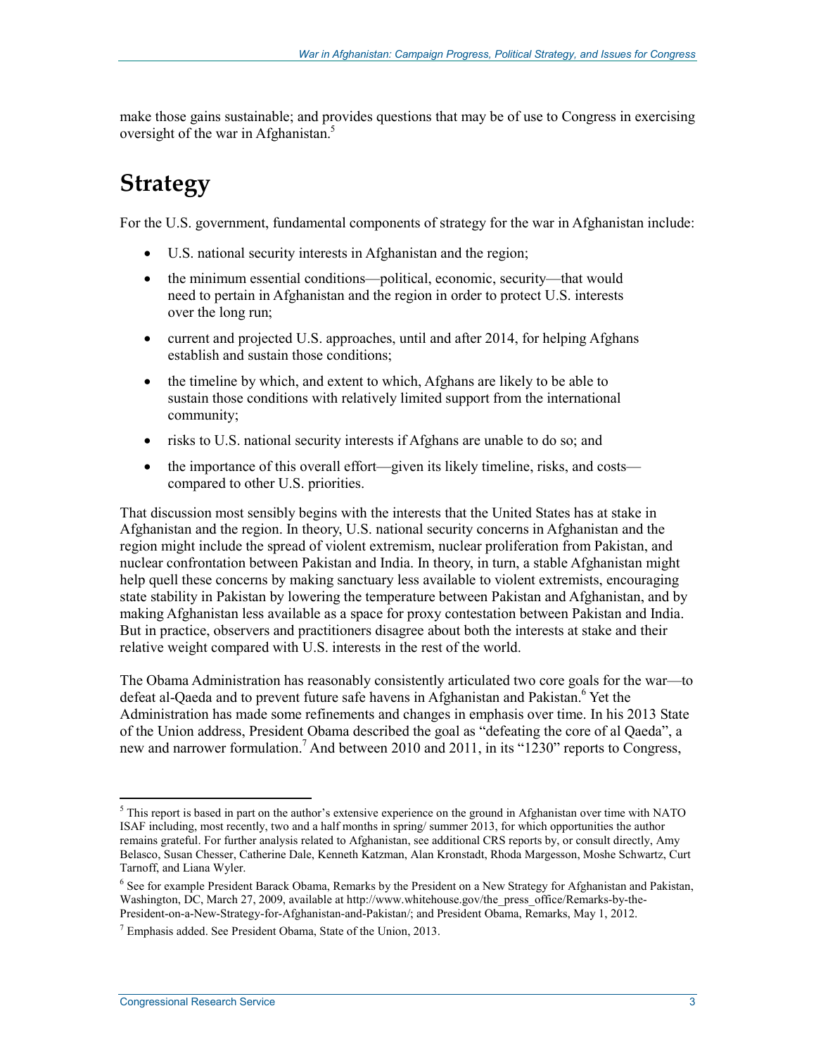make those gains sustainable; and provides questions that may be of use to Congress in exercising oversight of the war in Afghanistan.[5]

# Strategy

For the U.S. government, fundamental components of strategy for the war in Afghanistan include:

- U.S. national security interests in Afghanistan and the region;
- the minimum essential conditions—political, economic, security—that would need to pertain in Afghanistan and the region in order to protect U.S. interests over the long run;
- current and projected U.S. approaches, until and after 2014, for helping Afghans establish and sustain those conditions;
- the timeline by which, and extent to which, Afghans are likely to be able to sustain those conditions with relatively limited support from the international community;
- risks to U.S. national security interests if Afghans are unable to do so; and
- the importance of this overall effort—given its likely timeline, risks, and costs—compared to other U.S. priorities.

That discussion most sensibly begins with the interests that the United States has at stake in Afghanistan and the region. In theory, U.S. national security concerns in Afghanistan and the region might include the spread of violent extremism, nuclear proliferation from Pakistan, and nuclear confrontation between Pakistan and India. In theory, in turn, a stable Afghanistan might help quell these concerns by making sanctuary less available to violent extremists, encouraging state stability in Pakistan by lowering the temperature between Pakistan and Afghanistan, and by making Afghanistan less available as a space for proxy contestation between Pakistan and India. But in practice, observers and practitioners disagree about both the interests at stake and their relative weight compared with U.S. interests in the rest of the world.

The Obama Administration has reasonably consistently articulated two core goals for the war—to defeat al-Qaeda and to prevent future safe havens in Afghanistan and Pakistan.[6] Yet the Administration has made some refinements and changes in emphasis over time. In his 2013 State of the Union address, President Obama described the goal as "defeating the core of al Qaeda", a new and narrower formulation.[7] And between 2010 and 2011, in its "1230" reports to Congress,

---

[5] This report is based in part on the author's extensive experience on the ground in Afghanistan over time with NATO ISAF including, most recently, two and a half months in spring/ summer 2013, for which opportunities the author remains grateful. For further analysis related to Afghanistan, see additional CRS reports by, or consult directly, Amy Belasco, Susan Chesser, Catherine Dale, Kenneth Katzman, Alan Kronstadt, Rhoda Margesson, Moshe Schwartz, Curt Tarnoff, and Liana Wyler.

[6] See for example President Barack Obama, Remarks by the President on a New Strategy for Afghanistan and Pakistan, Washington, DC, March 27, 2009, available at http://www.whitehouse.gov/the_press_office/Remarks-by-the-President-on-a-New-Strategy-for-Afghanistan-and-Pakistan/; and President Obama, Remarks, May 1, 2012.

[7] Emphasis added. See President Obama, State of the Union, 2013.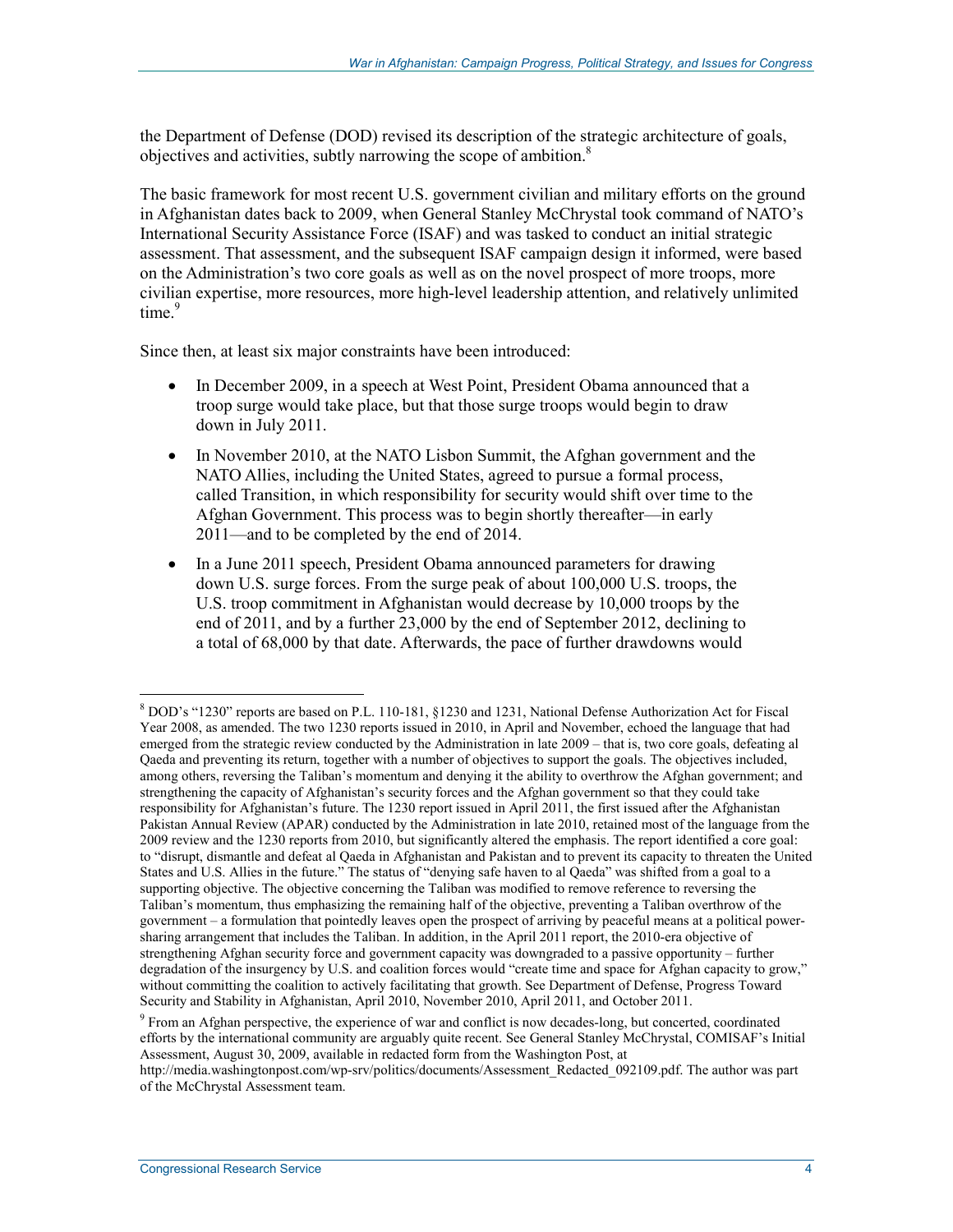the Department of Defense (DOD) revised its description of the strategic architecture of goals, objectives and activities, subtly narrowing the scope of ambition.[8]

The basic framework for most recent U.S. government civilian and military efforts on the ground in Afghanistan dates back to 2009, when General Stanley McChrystal took command of NATO's International Security Assistance Force (ISAF) and was tasked to conduct an initial strategic assessment. That assessment, and the subsequent ISAF campaign design it informed, were based on the Administration's two core goals as well as on the novel prospect of more troops, more civilian expertise, more resources, more high-level leadership attention, and relatively unlimited time.[9]

Since then, at least six major constraints have been introduced:

- In December 2009, in a speech at West Point, President Obama announced that a troop surge would take place, but that those surge troops would begin to draw down in July 2011.
- In November 2010, at the NATO Lisbon Summit, the Afghan government and the NATO Allies, including the United States, agreed to pursue a formal process, called Transition, in which responsibility for security would shift over time to the Afghan Government. This process was to begin shortly thereafter—in early 2011—and to be completed by the end of 2014.
- In a June 2011 speech, President Obama announced parameters for drawing down U.S. surge forces. From the surge peak of about 100,000 U.S. troops, the U.S. troop commitment in Afghanistan would decrease by 10,000 troops by the end of 2011, and by a further 23,000 by the end of September 2012, declining to a total of 68,000 by that date. Afterwards, the pace of further drawdowns would

---

[8] DOD's "1230" reports are based on P.L. 110-181, §1230 and 1231, National Defense Authorization Act for Fiscal Year 2008, as amended. The two 1230 reports issued in 2010, in April and November, echoed the language that had emerged from the strategic review conducted by the Administration in late 2009 – that is, two core goals, defeating al Qaeda and preventing its return, together with a number of objectives to support the goals. The objectives included, among others, reversing the Taliban's momentum and denying it the ability to overthrow the Afghan government; and strengthening the capacity of Afghanistan's security forces and the Afghan government so that they could take responsibility for Afghanistan's future. The 1230 report issued in April 2011, the first issued after the Afghanistan Pakistan Annual Review (APAR) conducted by the Administration in late 2010, retained most of the language from the 2009 review and the 1230 reports from 2010, but significantly altered the emphasis. The report identified a core goal: to "disrupt, dismantle and defeat al Qaeda in Afghanistan and Pakistan and to prevent its capacity to threaten the United States and U.S. Allies in the future." The status of "denying safe haven to al Qaeda" was shifted from a goal to a supporting objective. The objective concerning the Taliban was modified to remove reference to reversing the Taliban's momentum, thus emphasizing the remaining half of the objective, preventing a Taliban overthrow of the government – a formulation that pointedly leaves open the prospect of arriving by peaceful means at a political power-sharing arrangement that includes the Taliban. In addition, in the April 2011 report, the 2010-era objective of strengthening Afghan security force and government capacity was downgraded to a passive opportunity – further degradation of the insurgency by U.S. and coalition forces would "create time and space for Afghan capacity to grow," without committing the coalition to actively facilitating that growth. See Department of Defense, Progress Toward Security and Stability in Afghanistan, April 2010, November 2010, April 2011, and October 2011.

[9] From an Afghan perspective, the experience of war and conflict is now decades-long, but concerted, coordinated efforts by the international community are arguably quite recent. See General Stanley McChrystal, COMISAF's Initial Assessment, August 30, 2009, available in redacted form from the Washington Post, at http://media.washingtonpost.com/wp-srv/politics/documents/Assessment_Redacted_092109.pdf. The author was part of the McChrystal Assessment team.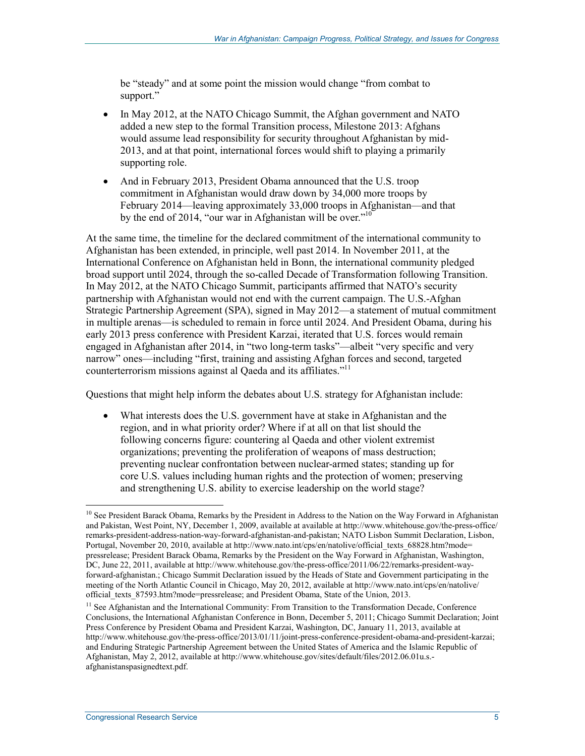be "steady" and at some point the mission would change "from combat to support."

- In May 2012, at the NATO Chicago Summit, the Afghan government and NATO added a new step to the formal Transition process, Milestone 2013: Afghans would assume lead responsibility for security throughout Afghanistan by mid-2013, and at that point, international forces would shift to playing a primarily supporting role.
- And in February 2013, President Obama announced that the U.S. troop commitment in Afghanistan would draw down by 34,000 more troops by February 2014—leaving approximately 33,000 troops in Afghanistan—and that by the end of 2014, "our war in Afghanistan will be over."[10]

At the same time, the timeline for the declared commitment of the international community to Afghanistan has been extended, in principle, well past 2014. In November 2011, at the International Conference on Afghanistan held in Bonn, the international community pledged broad support until 2024, through the so-called Decade of Transformation following Transition. In May 2012, at the NATO Chicago Summit, participants affirmed that NATO's security partnership with Afghanistan would not end with the current campaign. The U.S.-Afghan Strategic Partnership Agreement (SPA), signed in May 2012—a statement of mutual commitment in multiple arenas—is scheduled to remain in force until 2024. And President Obama, during his early 2013 press conference with President Karzai, iterated that U.S. forces would remain engaged in Afghanistan after 2014, in "two long-term tasks"—albeit "very specific and very narrow" ones—including "first, training and assisting Afghan forces and second, targeted counterterrorism missions against al Qaeda and its affiliates."[11]

Questions that might help inform the debates about U.S. strategy for Afghanistan include:

- What interests does the U.S. government have at stake in Afghanistan and the region, and in what priority order? Where if at all on that list should the following concerns figure: countering al Qaeda and other violent extremist organizations; preventing the proliferation of weapons of mass destruction; preventing nuclear confrontation between nuclear-armed states; standing up for core U.S. values including human rights and the protection of women; preserving and strengthening U.S. ability to exercise leadership on the world stage?

---

[10] See President Barack Obama, Remarks by the President in Address to the Nation on the Way Forward in Afghanistan and Pakistan, West Point, NY, December 1, 2009, available at available at http://www.whitehouse.gov/the-press-office/remarks-president-address-nation-way-forward-afghanistan-and-pakistan; NATO Lisbon Summit Declaration, Lisbon, Portugal, November 20, 2010, available at http://www.nato.int/cps/en/natolive/official_texts_68828.htm?mode=pressrelease; President Barack Obama, Remarks by the President on the Way Forward in Afghanistan, Washington, DC, June 22, 2011, available at http://www.whitehouse.gov/the-press-office/2011/06/22/remarks-president-way-forward-afghanistan.; Chicago Summit Declaration issued by the Heads of State and Government participating in the meeting of the North Atlantic Council in Chicago, May 20, 2012, available at http://www.nato.int/cps/en/natolive/official_texts_87593.htm?mode=pressrelease; and President Obama, State of the Union, 2013.

[11] See Afghanistan and the International Community: From Transition to the Transformation Decade, Conference Conclusions, the International Afghanistan Conference in Bonn, December 5, 2011; Chicago Summit Declaration; Joint Press Conference by President Obama and President Karzai, Washington, DC, January 11, 2013, available at http://www.whitehouse.gov/the-press-office/2013/01/11/joint-press-conference-president-obama-and-president-karzai; and Enduring Strategic Partnership Agreement between the United States of America and the Islamic Republic of Afghanistan, May 2, 2012, available at http://www.whitehouse.gov/sites/default/files/2012.06.01u.s.-afghanistanspasignedtext.pdf.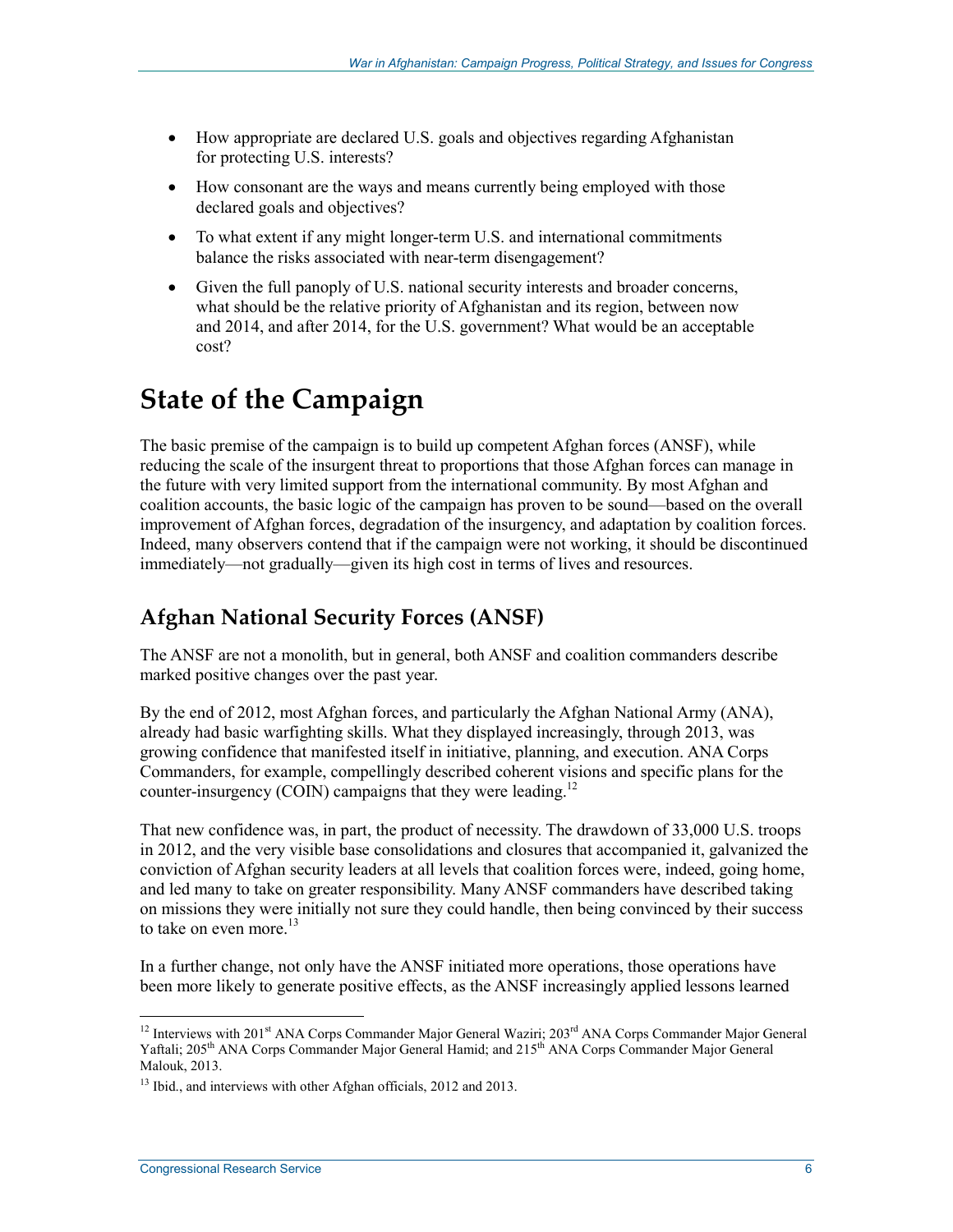- How appropriate are declared U.S. goals and objectives regarding Afghanistan for protecting U.S. interests?
- How consonant are the ways and means currently being employed with those declared goals and objectives?
- To what extent if any might longer-term U.S. and international commitments balance the risks associated with near-term disengagement?
- Given the full panoply of U.S. national security interests and broader concerns, what should be the relative priority of Afghanistan and its region, between now and 2014, and after 2014, for the U.S. government? What would be an acceptable cost?

# State of the Campaign

The basic premise of the campaign is to build up competent Afghan forces (ANSF), while reducing the scale of the insurgent threat to proportions that those Afghan forces can manage in the future with very limited support from the international community. By most Afghan and coalition accounts, the basic logic of the campaign has proven to be sound—based on the overall improvement of Afghan forces, degradation of the insurgency, and adaptation by coalition forces. Indeed, many observers contend that if the campaign were not working, it should be discontinued immediately—not gradually—given its high cost in terms of lives and resources.

## Afghan National Security Forces (ANSF)

The ANSF are not a monolith, but in general, both ANSF and coalition commanders describe marked positive changes over the past year.

By the end of 2012, most Afghan forces, and particularly the Afghan National Army (ANA), already had basic warfighting skills. What they displayed increasingly, through 2013, was growing confidence that manifested itself in initiative, planning, and execution. ANA Corps Commanders, for example, compellingly described coherent visions and specific plans for the counter-insurgency (COIN) campaigns that they were leading.[12]

That new confidence was, in part, the product of necessity. The drawdown of 33,000 U.S. troops in 2012, and the very visible base consolidations and closures that accompanied it, galvanized the conviction of Afghan security leaders at all levels that coalition forces were, indeed, going home, and led many to take on greater responsibility. Many ANSF commanders have described taking on missions they were initially not sure they could handle, then being convinced by their success to take on even more.[13]

In a further change, not only have the ANSF initiated more operations, those operations have been more likely to generate positive effects, as the ANSF increasingly applied lessons learned

---

[12] Interviews with 201st ANA Corps Commander Major General Waziri; 203rd ANA Corps Commander Major General Yaftali; 205th ANA Corps Commander Major General Hamid; and 215th ANA Corps Commander Major General Malouk, 2013.

[13] Ibid., and interviews with other Afghan officials, 2012 and 2013.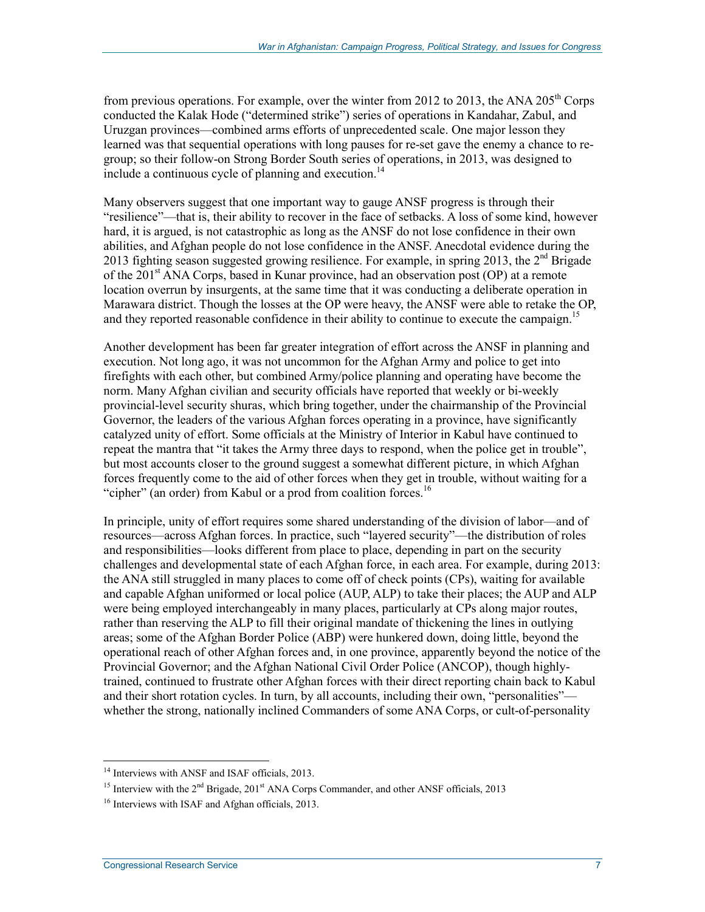from previous operations. For example, over the winter from 2012 to 2013, the ANA 205th Corps conducted the Kalak Hode ("determined strike") series of operations in Kandahar, Zabul, and Uruzgan provinces—combined arms efforts of unprecedented scale. One major lesson they learned was that sequential operations with long pauses for re-set gave the enemy a chance to re-group; so their follow-on Strong Border South series of operations, in 2013, was designed to include a continuous cycle of planning and execution.[14]

Many observers suggest that one important way to gauge ANSF progress is through their "resilience"—that is, their ability to recover in the face of setbacks. A loss of some kind, however hard, it is argued, is not catastrophic as long as the ANSF do not lose confidence in their own abilities, and Afghan people do not lose confidence in the ANSF. Anecdotal evidence during the 2013 fighting season suggested growing resilience. For example, in spring 2013, the 2nd Brigade of the 201st ANA Corps, based in Kunar province, had an observation post (OP) at a remote location overrun by insurgents, at the same time that it was conducting a deliberate operation in Marawara district. Though the losses at the OP were heavy, the ANSF were able to retake the OP, and they reported reasonable confidence in their ability to continue to execute the campaign.[15]

Another development has been far greater integration of effort across the ANSF in planning and execution. Not long ago, it was not uncommon for the Afghan Army and police to get into firefights with each other, but combined Army/police planning and operating have become the norm. Many Afghan civilian and security officials have reported that weekly or bi-weekly provincial-level security shuras, which bring together, under the chairmanship of the Provincial Governor, the leaders of the various Afghan forces operating in a province, have significantly catalyzed unity of effort. Some officials at the Ministry of Interior in Kabul have continued to repeat the mantra that "it takes the Army three days to respond, when the police get in trouble", but most accounts closer to the ground suggest a somewhat different picture, in which Afghan forces frequently come to the aid of other forces when they get in trouble, without waiting for a "cipher" (an order) from Kabul or a prod from coalition forces.[16]

In principle, unity of effort requires some shared understanding of the division of labor—and of resources—across Afghan forces. In practice, such "layered security"—the distribution of roles and responsibilities—looks different from place to place, depending in part on the security challenges and developmental state of each Afghan force, in each area. For example, during 2013: the ANA still struggled in many places to come off of check points (CPs), waiting for available and capable Afghan uniformed or local police (AUP, ALP) to take their places; the AUP and ALP were being employed interchangeably in many places, particularly at CPs along major routes, rather than reserving the ALP to fill their original mandate of thickening the lines in outlying areas; some of the Afghan Border Police (ABP) were hunkered down, doing little, beyond the operational reach of other Afghan forces and, in one province, apparently beyond the notice of the Provincial Governor; and the Afghan National Civil Order Police (ANCOP), though highly-trained, continued to frustrate other Afghan forces with their direct reporting chain back to Kabul and their short rotation cycles. In turn, by all accounts, including their own, "personalities"—whether the strong, nationally inclined Commanders of some ANA Corps, or cult-of-personality

---

[14] Interviews with ANSF and ISAF officials, 2013.

[15] Interview with the 2nd Brigade, 201st ANA Corps Commander, and other ANSF officials, 2013

[16] Interviews with ISAF and Afghan officials, 2013.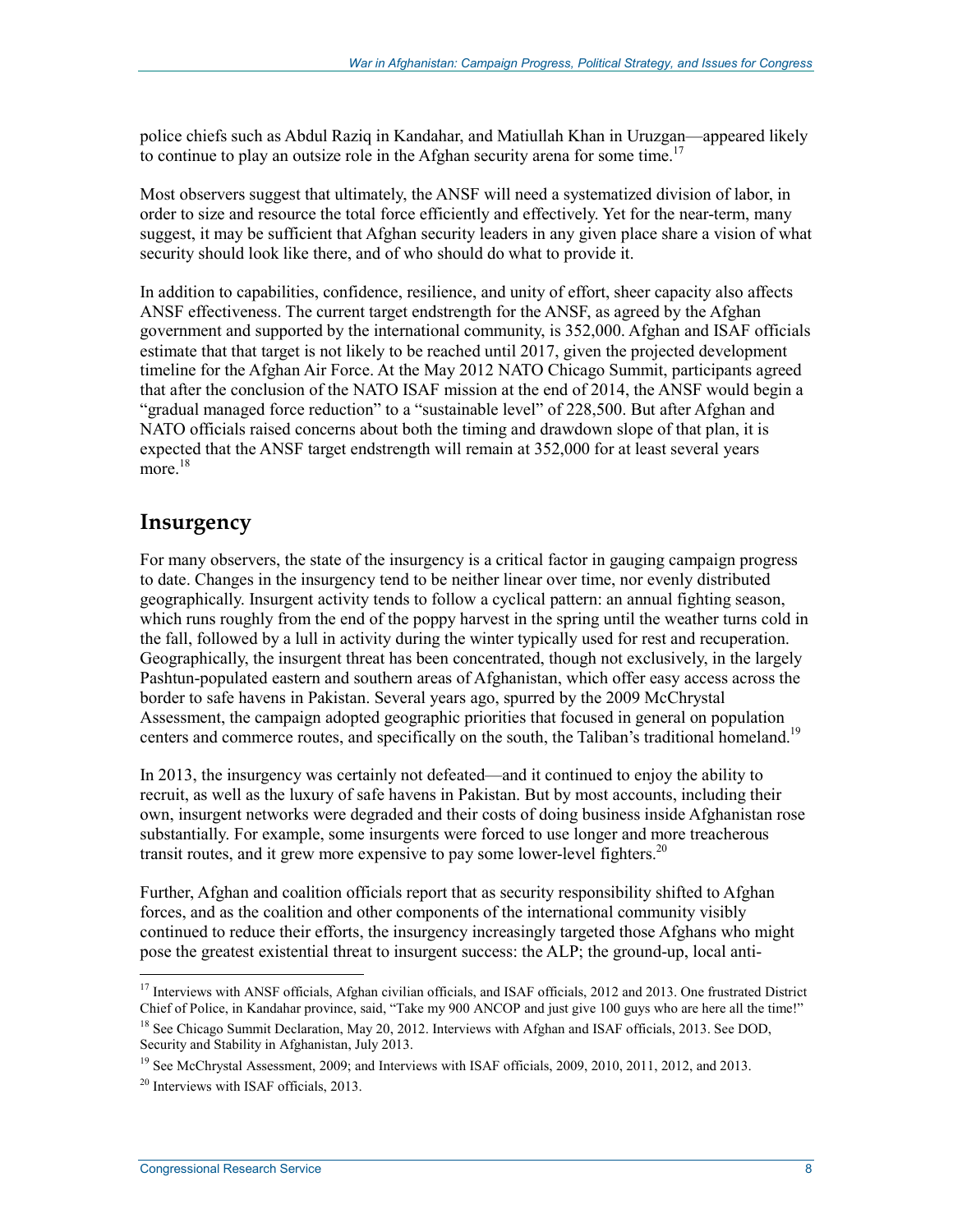police chiefs such as Abdul Raziq in Kandahar, and Matiullah Khan in Uruzgan—appeared likely to continue to play an outsize role in the Afghan security arena for some time.[17]

Most observers suggest that ultimately, the ANSF will need a systematized division of labor, in order to size and resource the total force efficiently and effectively. Yet for the near-term, many suggest, it may be sufficient that Afghan security leaders in any given place share a vision of what security should look like there, and of who should do what to provide it.

In addition to capabilities, confidence, resilience, and unity of effort, sheer capacity also affects ANSF effectiveness. The current target endstrength for the ANSF, as agreed by the Afghan government and supported by the international community, is 352,000. Afghan and ISAF officials estimate that that target is not likely to be reached until 2017, given the projected development timeline for the Afghan Air Force. At the May 2012 NATO Chicago Summit, participants agreed that after the conclusion of the NATO ISAF mission at the end of 2014, the ANSF would begin a "gradual managed force reduction" to a "sustainable level" of 228,500. But after Afghan and NATO officials raised concerns about both the timing and drawdown slope of that plan, it is expected that the ANSF target endstrength will remain at 352,000 for at least several years more.[18]

## Insurgency

For many observers, the state of the insurgency is a critical factor in gauging campaign progress to date. Changes in the insurgency tend to be neither linear over time, nor evenly distributed geographically. Insurgent activity tends to follow a cyclical pattern: an annual fighting season, which runs roughly from the end of the poppy harvest in the spring until the weather turns cold in the fall, followed by a lull in activity during the winter typically used for rest and recuperation. Geographically, the insurgent threat has been concentrated, though not exclusively, in the largely Pashtun-populated eastern and southern areas of Afghanistan, which offer easy access across the border to safe havens in Pakistan. Several years ago, spurred by the 2009 McChrystal Assessment, the campaign adopted geographic priorities that focused in general on population centers and commerce routes, and specifically on the south, the Taliban's traditional homeland.[19]

In 2013, the insurgency was certainly not defeated—and it continued to enjoy the ability to recruit, as well as the luxury of safe havens in Pakistan. But by most accounts, including their own, insurgent networks were degraded and their costs of doing business inside Afghanistan rose substantially. For example, some insurgents were forced to use longer and more treacherous transit routes, and it grew more expensive to pay some lower-level fighters.[20]

Further, Afghan and coalition officials report that as security responsibility shifted to Afghan forces, and as the coalition and other components of the international community visibly continued to reduce their efforts, the insurgency increasingly targeted those Afghans who might pose the greatest existential threat to insurgent success: the ALP; the ground-up, local anti-

---

[17] Interviews with ANSF officials, Afghan civilian officials, and ISAF officials, 2012 and 2013. One frustrated District Chief of Police, in Kandahar province, said, "Take my 900 ANCOP and just give 100 guys who are here all the time!"

[18] See Chicago Summit Declaration, May 20, 2012. Interviews with Afghan and ISAF officials, 2013. See DOD, Security and Stability in Afghanistan, July 2013.

[19] See McChrystal Assessment, 2009; and Interviews with ISAF officials, 2009, 2010, 2011, 2012, and 2013.

[20] Interviews with ISAF officials, 2013.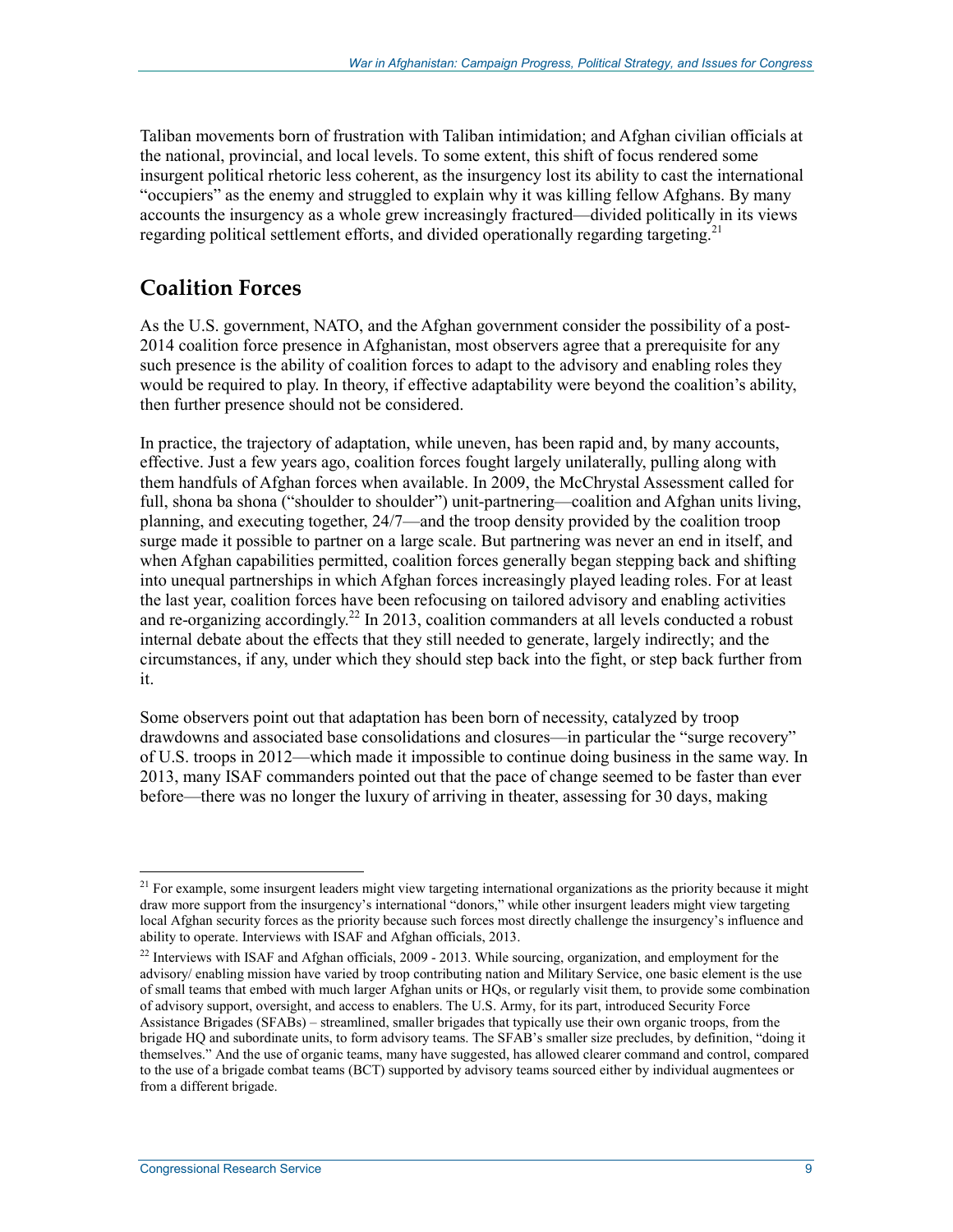Taliban movements born of frustration with Taliban intimidation; and Afghan civilian officials at the national, provincial, and local levels. To some extent, this shift of focus rendered some insurgent political rhetoric less coherent, as the insurgency lost its ability to cast the international "occupiers" as the enemy and struggled to explain why it was killing fellow Afghans. By many accounts the insurgency as a whole grew increasingly fractured—divided politically in its views regarding political settlement efforts, and divided operationally regarding targeting.[21]

## Coalition Forces

As the U.S. government, NATO, and the Afghan government consider the possibility of a post-2014 coalition force presence in Afghanistan, most observers agree that a prerequisite for any such presence is the ability of coalition forces to adapt to the advisory and enabling roles they would be required to play. In theory, if effective adaptability were beyond the coalition's ability, then further presence should not be considered.

In practice, the trajectory of adaptation, while uneven, has been rapid and, by many accounts, effective. Just a few years ago, coalition forces fought largely unilaterally, pulling along with them handfuls of Afghan forces when available. In 2009, the McChrystal Assessment called for full, shona ba shona ("shoulder to shoulder") unit-partnering—coalition and Afghan units living, planning, and executing together, 24/7—and the troop density provided by the coalition troop surge made it possible to partner on a large scale. But partnering was never an end in itself, and when Afghan capabilities permitted, coalition forces generally began stepping back and shifting into unequal partnerships in which Afghan forces increasingly played leading roles. For at least the last year, coalition forces have been refocusing on tailored advisory and enabling activities and re-organizing accordingly.[22] In 2013, coalition commanders at all levels conducted a robust internal debate about the effects that they still needed to generate, largely indirectly; and the circumstances, if any, under which they should step back into the fight, or step back further from it.

Some observers point out that adaptation has been born of necessity, catalyzed by troop drawdowns and associated base consolidations and closures—in particular the "surge recovery" of U.S. troops in 2012—which made it impossible to continue doing business in the same way. In 2013, many ISAF commanders pointed out that the pace of change seemed to be faster than ever before—there was no longer the luxury of arriving in theater, assessing for 30 days, making

---

[21] For example, some insurgent leaders might view targeting international organizations as the priority because it might draw more support from the insurgency's international "donors," while other insurgent leaders might view targeting local Afghan security forces as the priority because such forces most directly challenge the insurgency's influence and ability to operate. Interviews with ISAF and Afghan officials, 2013.

[22] Interviews with ISAF and Afghan officials, 2009 - 2013. While sourcing, organization, and employment for the advisory/ enabling mission have varied by troop contributing nation and Military Service, one basic element is the use of small teams that embed with much larger Afghan units or HQs, or regularly visit them, to provide some combination of advisory support, oversight, and access to enablers. The U.S. Army, for its part, introduced Security Force Assistance Brigades (SFABs) – streamlined, smaller brigades that typically use their own organic troops, from the brigade HQ and subordinate units, to form advisory teams. The SFAB's smaller size precludes, by definition, "doing it themselves." And the use of organic teams, many have suggested, has allowed clearer command and control, compared to the use of a brigade combat teams (BCT) supported by advisory teams sourced either by individual augmentees or from a different brigade.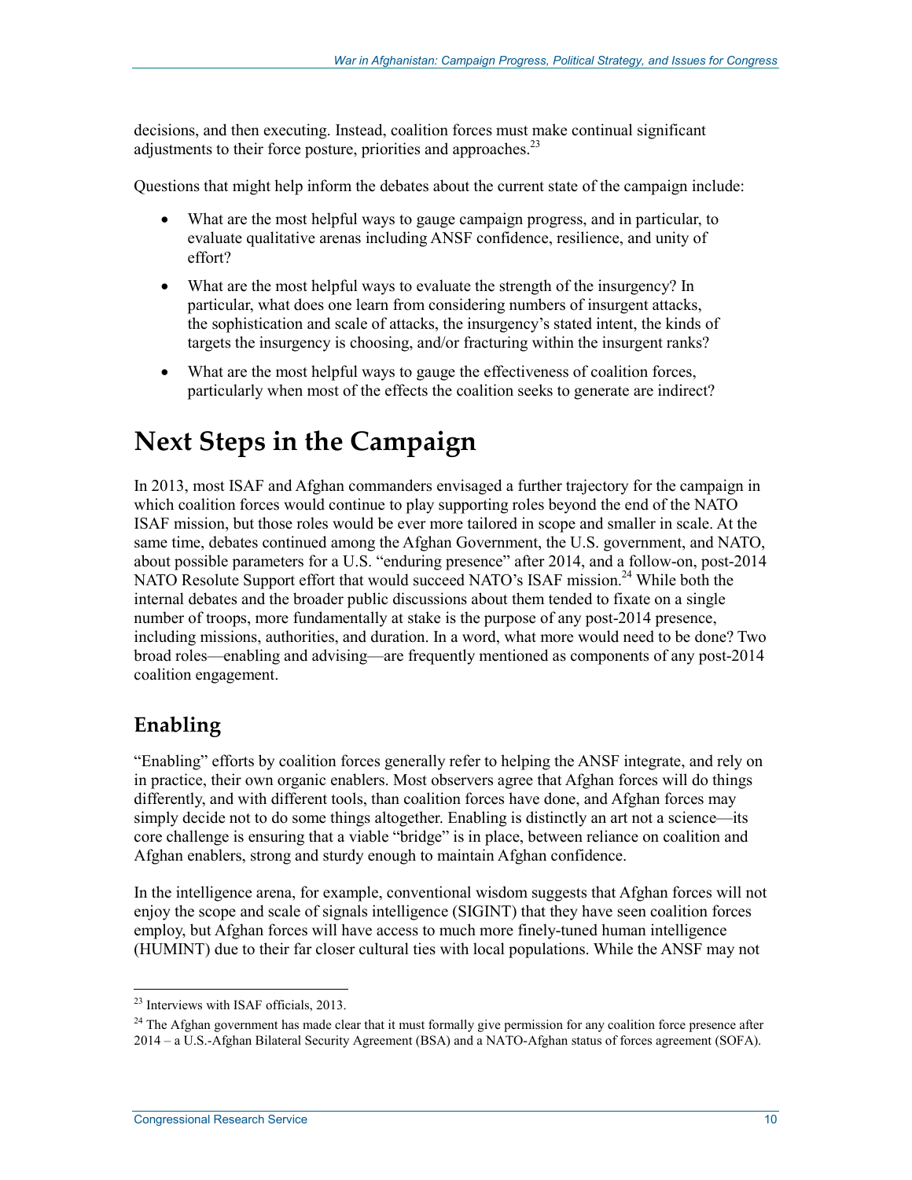decisions, and then executing. Instead, coalition forces must make continual significant adjustments to their force posture, priorities and approaches.[23]

Questions that might help inform the debates about the current state of the campaign include:

- What are the most helpful ways to gauge campaign progress, and in particular, to evaluate qualitative arenas including ANSF confidence, resilience, and unity of effort?
- What are the most helpful ways to evaluate the strength of the insurgency? In particular, what does one learn from considering numbers of insurgent attacks, the sophistication and scale of attacks, the insurgency's stated intent, the kinds of targets the insurgency is choosing, and/or fracturing within the insurgent ranks?
- What are the most helpful ways to gauge the effectiveness of coalition forces, particularly when most of the effects the coalition seeks to generate are indirect?

# Next Steps in the Campaign

In 2013, most ISAF and Afghan commanders envisaged a further trajectory for the campaign in which coalition forces would continue to play supporting roles beyond the end of the NATO ISAF mission, but those roles would be ever more tailored in scope and smaller in scale. At the same time, debates continued among the Afghan Government, the U.S. government, and NATO, about possible parameters for a U.S. "enduring presence" after 2014, and a follow-on, post-2014 NATO Resolute Support effort that would succeed NATO's ISAF mission.[24] While both the internal debates and the broader public discussions about them tended to fixate on a single number of troops, more fundamentally at stake is the purpose of any post-2014 presence, including missions, authorities, and duration. In a word, what more would need to be done? Two broad roles—enabling and advising—are frequently mentioned as components of any post-2014 coalition engagement.

## Enabling

"Enabling" efforts by coalition forces generally refer to helping the ANSF integrate, and rely on in practice, their own organic enablers. Most observers agree that Afghan forces will do things differently, and with different tools, than coalition forces have done, and Afghan forces may simply decide not to do some things altogether. Enabling is distinctly an art not a science—its core challenge is ensuring that a viable "bridge" is in place, between reliance on coalition and Afghan enablers, strong and sturdy enough to maintain Afghan confidence.

In the intelligence arena, for example, conventional wisdom suggests that Afghan forces will not enjoy the scope and scale of signals intelligence (SIGINT) that they have seen coalition forces employ, but Afghan forces will have access to much more finely-tuned human intelligence (HUMINT) due to their far closer cultural ties with local populations. While the ANSF may not

---

[23] Interviews with ISAF officials, 2013.

[24] The Afghan government has made clear that it must formally give permission for any coalition force presence after 2014 – a U.S.-Afghan Bilateral Security Agreement (BSA) and a NATO-Afghan status of forces agreement (SOFA).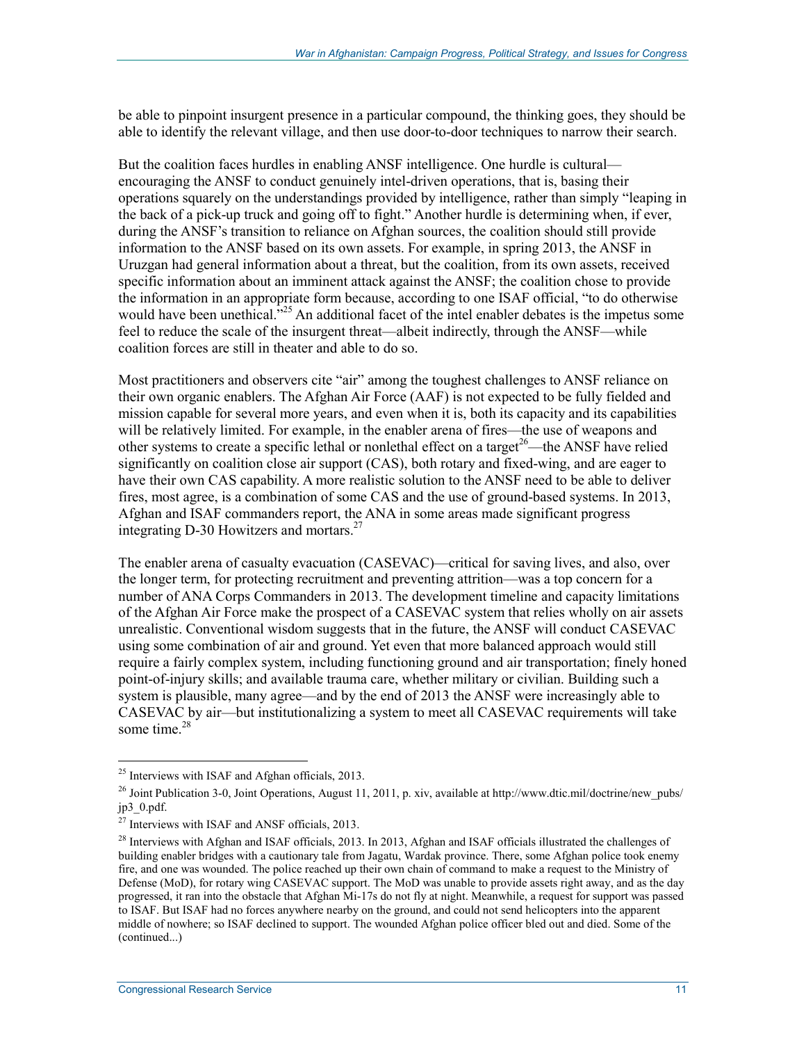be able to pinpoint insurgent presence in a particular compound, the thinking goes, they should be able to identify the relevant village, and then use door-to-door techniques to narrow their search.

But the coalition faces hurdles in enabling ANSF intelligence. One hurdle is cultural—encouraging the ANSF to conduct genuinely intel-driven operations, that is, basing their operations squarely on the understandings provided by intelligence, rather than simply "leaping in the back of a pick-up truck and going off to fight." Another hurdle is determining when, if ever, during the ANSF's transition to reliance on Afghan sources, the coalition should still provide information to the ANSF based on its own assets. For example, in spring 2013, the ANSF in Uruzgan had general information about a threat, but the coalition, from its own assets, received specific information about an imminent attack against the ANSF; the coalition chose to provide the information in an appropriate form because, according to one ISAF official, "to do otherwise would have been unethical."[25] An additional facet of the intel enabler debates is the impetus some feel to reduce the scale of the insurgent threat—albeit indirectly, through the ANSF—while coalition forces are still in theater and able to do so.

Most practitioners and observers cite "air" among the toughest challenges to ANSF reliance on their own organic enablers. The Afghan Air Force (AAF) is not expected to be fully fielded and mission capable for several more years, and even when it is, both its capacity and its capabilities will be relatively limited. For example, in the enabler arena of fires—the use of weapons and other systems to create a specific lethal or nonlethal effect on a target[26]—the ANSF have relied significantly on coalition close air support (CAS), both rotary and fixed-wing, and are eager to have their own CAS capability. A more realistic solution to the ANSF need to be able to deliver fires, most agree, is a combination of some CAS and the use of ground-based systems. In 2013, Afghan and ISAF commanders report, the ANA in some areas made significant progress integrating D-30 Howitzers and mortars.[27]

The enabler arena of casualty evacuation (CASEVAC)—critical for saving lives, and also, over the longer term, for protecting recruitment and preventing attrition—was a top concern for a number of ANA Corps Commanders in 2013. The development timeline and capacity limitations of the Afghan Air Force make the prospect of a CASEVAC system that relies wholly on air assets unrealistic. Conventional wisdom suggests that in the future, the ANSF will conduct CASEVAC using some combination of air and ground. Yet even that more balanced approach would still require a fairly complex system, including functioning ground and air transportation; finely honed point-of-injury skills; and available trauma care, whether military or civilian. Building such a system is plausible, many agree—and by the end of 2013 the ANSF were increasingly able to CASEVAC by air—but institutionalizing a system to meet all CASEVAC requirements will take some time.[28]

---

[25] Interviews with ISAF and Afghan officials, 2013.

[26] Joint Publication 3-0, Joint Operations, August 11, 2011, p. xiv, available at http://www.dtic.mil/doctrine/new_pubs/jp3_0.pdf.

[27] Interviews with ISAF and ANSF officials, 2013.

[28] Interviews with Afghan and ISAF officials, 2013. In 2013, Afghan and ISAF officials illustrated the challenges of building enabler bridges with a cautionary tale from Jagatu, Wardak province. There, some Afghan police took enemy fire, and one was wounded. The police reached up their own chain of command to make a request to the Ministry of Defense (MoD), for rotary wing CASEVAC support. The MoD was unable to provide assets right away, and as the day progressed, it ran into the obstacle that Afghan Mi-17s do not fly at night. Meanwhile, a request for support was passed to ISAF. But ISAF had no forces anywhere nearby on the ground, and could not send helicopters into the apparent middle of nowhere; so ISAF declined to support. The wounded Afghan police officer bled out and died. Some of the (continued...)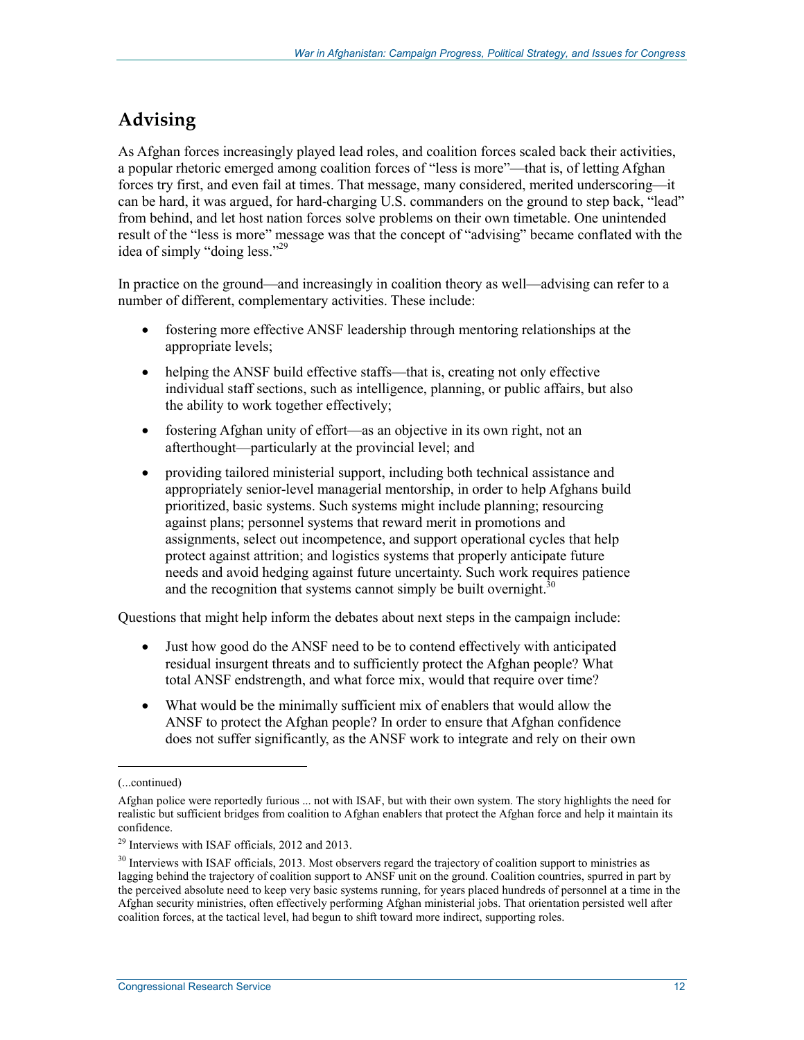## Advising

As Afghan forces increasingly played lead roles, and coalition forces scaled back their activities, a popular rhetoric emerged among coalition forces of "less is more"—that is, of letting Afghan forces try first, and even fail at times. That message, many considered, merited underscoring—it can be hard, it was argued, for hard-charging U.S. commanders on the ground to step back, "lead" from behind, and let host nation forces solve problems on their own timetable. One unintended result of the "less is more" message was that the concept of "advising" became conflated with the idea of simply "doing less."[29]

In practice on the ground—and increasingly in coalition theory as well—advising can refer to a number of different, complementary activities. These include:

- fostering more effective ANSF leadership through mentoring relationships at the appropriate levels;
- helping the ANSF build effective staffs—that is, creating not only effective individual staff sections, such as intelligence, planning, or public affairs, but also the ability to work together effectively;
- fostering Afghan unity of effort—as an objective in its own right, not an afterthought—particularly at the provincial level; and
- providing tailored ministerial support, including both technical assistance and appropriately senior-level managerial mentorship, in order to help Afghans build prioritized, basic systems. Such systems might include planning; resourcing against plans; personnel systems that reward merit in promotions and assignments, select out incompetence, and support operational cycles that help protect against attrition; and logistics systems that properly anticipate future needs and avoid hedging against future uncertainty. Such work requires patience and the recognition that systems cannot simply be built overnight.[30]

Questions that might help inform the debates about next steps in the campaign include:

- Just how good do the ANSF need to be to contend effectively with anticipated residual insurgent threats and to sufficiently protect the Afghan people? What total ANSF endstrength, and what force mix, would that require over time?
- What would be the minimally sufficient mix of enablers that would allow the ANSF to protect the Afghan people? In order to ensure that Afghan confidence does not suffer significantly, as the ANSF work to integrate and rely on their own

---

(...continued)

Afghan police were reportedly furious ... not with ISAF, but with their own system. The story highlights the need for realistic but sufficient bridges from coalition to Afghan enablers that protect the Afghan force and help it maintain its confidence.

[29] Interviews with ISAF officials, 2012 and 2013.

[30] Interviews with ISAF officials, 2013. Most observers regard the trajectory of coalition support to ministries as lagging behind the trajectory of coalition support to ANSF unit on the ground. Coalition countries, spurred in part by the perceived absolute need to keep very basic systems running, for years placed hundreds of personnel at a time in the Afghan security ministries, often effectively performing Afghan ministerial jobs. That orientation persisted well after coalition forces, at the tactical level, had begun to shift toward more indirect, supporting roles.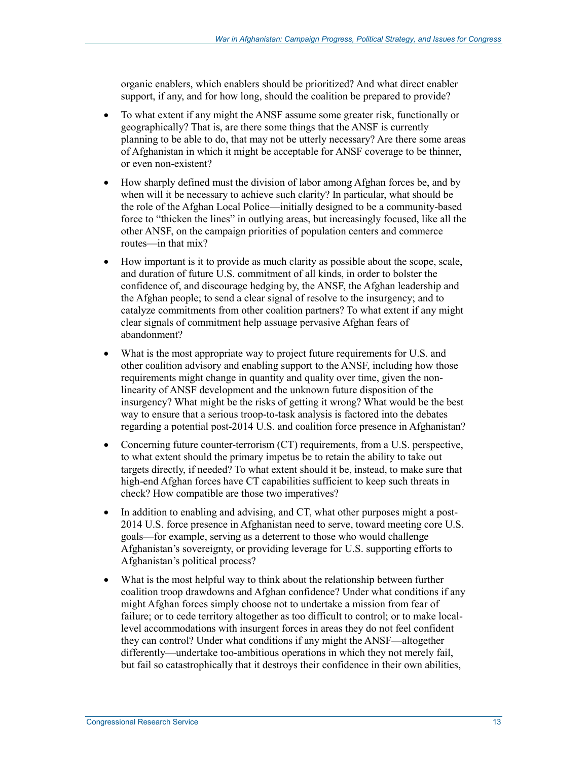organic enablers, which enablers should be prioritized? And what direct enabler support, if any, and for how long, should the coalition be prepared to provide?

- To what extent if any might the ANSF assume some greater risk, functionally or geographically? That is, are there some things that the ANSF is currently planning to be able to do, that may not be utterly necessary? Are there some areas of Afghanistan in which it might be acceptable for ANSF coverage to be thinner, or even non-existent?
- How sharply defined must the division of labor among Afghan forces be, and by when will it be necessary to achieve such clarity? In particular, what should be the role of the Afghan Local Police—initially designed to be a community-based force to "thicken the lines" in outlying areas, but increasingly focused, like all the other ANSF, on the campaign priorities of population centers and commerce routes—in that mix?
- How important is it to provide as much clarity as possible about the scope, scale, and duration of future U.S. commitment of all kinds, in order to bolster the confidence of, and discourage hedging by, the ANSF, the Afghan leadership and the Afghan people; to send a clear signal of resolve to the insurgency; and to catalyze commitments from other coalition partners? To what extent if any might clear signals of commitment help assuage pervasive Afghan fears of abandonment?
- What is the most appropriate way to project future requirements for U.S. and other coalition advisory and enabling support to the ANSF, including how those requirements might change in quantity and quality over time, given the non-linearity of ANSF development and the unknown future disposition of the insurgency? What might be the risks of getting it wrong? What would be the best way to ensure that a serious troop-to-task analysis is factored into the debates regarding a potential post-2014 U.S. and coalition force presence in Afghanistan?
- Concerning future counter-terrorism (CT) requirements, from a U.S. perspective, to what extent should the primary impetus be to retain the ability to take out targets directly, if needed? To what extent should it be, instead, to make sure that high-end Afghan forces have CT capabilities sufficient to keep such threats in check? How compatible are those two imperatives?
- In addition to enabling and advising, and CT, what other purposes might a post-2014 U.S. force presence in Afghanistan need to serve, toward meeting core U.S. goals—for example, serving as a deterrent to those who would challenge Afghanistan's sovereignty, or providing leverage for U.S. supporting efforts to Afghanistan's political process?
- What is the most helpful way to think about the relationship between further coalition troop drawdowns and Afghan confidence? Under what conditions if any might Afghan forces simply choose not to undertake a mission from fear of failure; or to cede territory altogether as too difficult to control; or to make local-level accommodations with insurgent forces in areas they do not feel confident they can control? Under what conditions if any might the ANSF—altogether differently—undertake too-ambitious operations in which they not merely fail, but fail so catastrophically that it destroys their confidence in their own abilities,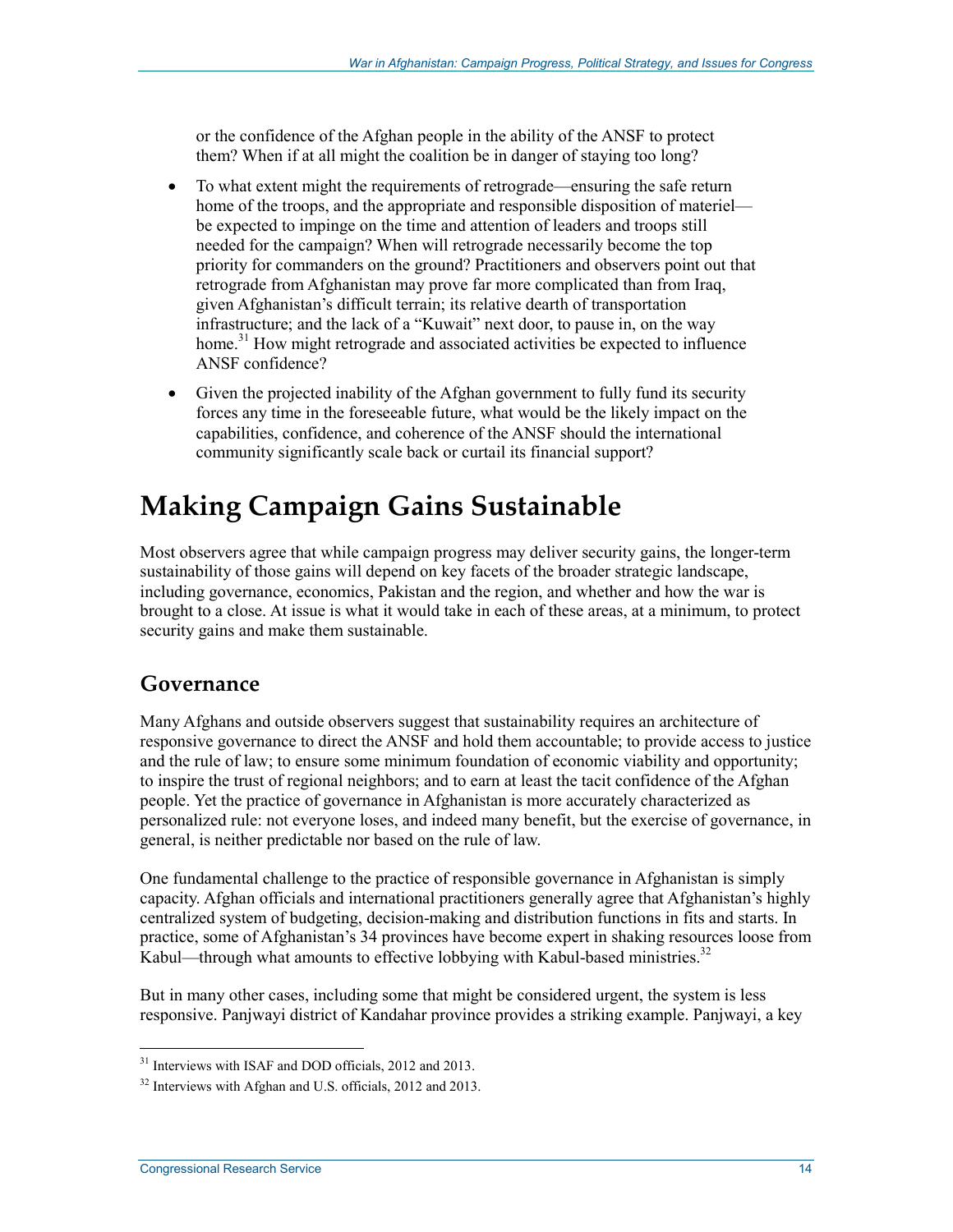or the confidence of the Afghan people in the ability of the ANSF to protect them? When if at all might the coalition be in danger of staying too long?

- To what extent might the requirements of retrograde—ensuring the safe return home of the troops, and the appropriate and responsible disposition of materiel—be expected to impinge on the time and attention of leaders and troops still needed for the campaign? When will retrograde necessarily become the top priority for commanders on the ground? Practitioners and observers point out that retrograde from Afghanistan may prove far more complicated than from Iraq, given Afghanistan's difficult terrain; its relative dearth of transportation infrastructure; and the lack of a "Kuwait" next door, to pause in, on the way home.[31] How might retrograde and associated activities be expected to influence ANSF confidence?
- Given the projected inability of the Afghan government to fully fund its security forces any time in the foreseeable future, what would be the likely impact on the capabilities, confidence, and coherence of the ANSF should the international community significantly scale back or curtail its financial support?

# Making Campaign Gains Sustainable

Most observers agree that while campaign progress may deliver security gains, the longer-term sustainability of those gains will depend on key facets of the broader strategic landscape, including governance, economics, Pakistan and the region, and whether and how the war is brought to a close. At issue is what it would take in each of these areas, at a minimum, to protect security gains and make them sustainable.

## Governance

Many Afghans and outside observers suggest that sustainability requires an architecture of responsive governance to direct the ANSF and hold them accountable; to provide access to justice and the rule of law; to ensure some minimum foundation of economic viability and opportunity; to inspire the trust of regional neighbors; and to earn at least the tacit confidence of the Afghan people. Yet the practice of governance in Afghanistan is more accurately characterized as personalized rule: not everyone loses, and indeed many benefit, but the exercise of governance, in general, is neither predictable nor based on the rule of law.

One fundamental challenge to the practice of responsible governance in Afghanistan is simply capacity. Afghan officials and international practitioners generally agree that Afghanistan's highly centralized system of budgeting, decision-making and distribution functions in fits and starts. In practice, some of Afghanistan's 34 provinces have become expert in shaking resources loose from Kabul—through what amounts to effective lobbying with Kabul-based ministries.[32]

But in many other cases, including some that might be considered urgent, the system is less responsive. Panjwayi district of Kandahar province provides a striking example. Panjwayi, a key

---

[31] Interviews with ISAF and DOD officials, 2012 and 2013.

[32] Interviews with Afghan and U.S. officials, 2012 and 2013.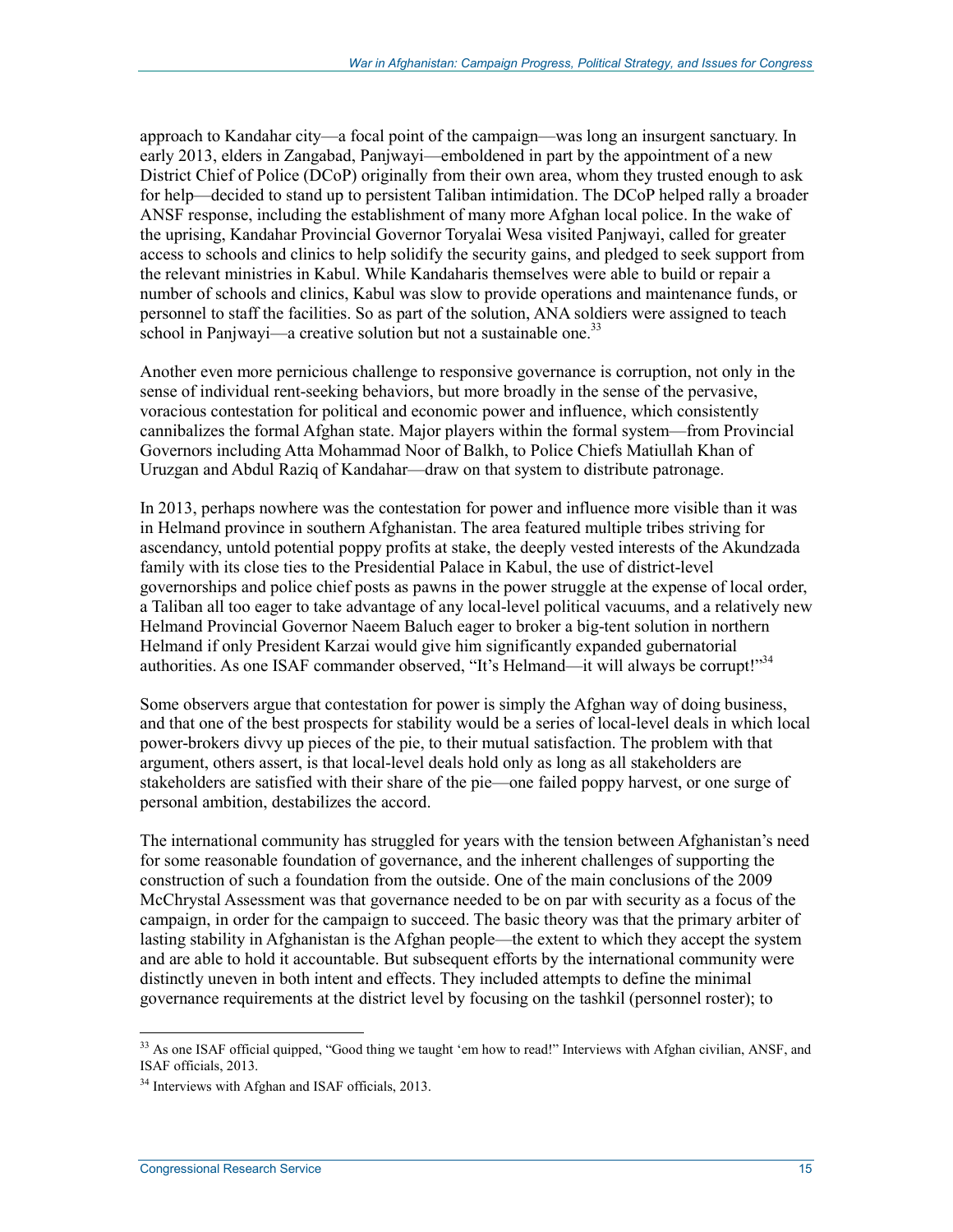approach to Kandahar city—a focal point of the campaign—was long an insurgent sanctuary. In early 2013, elders in Zangabad, Panjwayi—emboldened in part by the appointment of a new District Chief of Police (DCoP) originally from their own area, whom they trusted enough to ask for help—decided to stand up to persistent Taliban intimidation. The DCoP helped rally a broader ANSF response, including the establishment of many more Afghan local police. In the wake of the uprising, Kandahar Provincial Governor Toryalai Wesa visited Panjwayi, called for greater access to schools and clinics to help solidify the security gains, and pledged to seek support from the relevant ministries in Kabul. While Kandaharis themselves were able to build or repair a number of schools and clinics, Kabul was slow to provide operations and maintenance funds, or personnel to staff the facilities. So as part of the solution, ANA soldiers were assigned to teach school in Panjwayi—a creative solution but not a sustainable one.[33]

Another even more pernicious challenge to responsive governance is corruption, not only in the sense of individual rent-seeking behaviors, but more broadly in the sense of the pervasive, voracious contestation for political and economic power and influence, which consistently cannibalizes the formal Afghan state. Major players within the formal system—from Provincial Governors including Atta Mohammad Noor of Balkh, to Police Chiefs Matiullah Khan of Uruzgan and Abdul Raziq of Kandahar—draw on that system to distribute patronage.

In 2013, perhaps nowhere was the contestation for power and influence more visible than it was in Helmand province in southern Afghanistan. The area featured multiple tribes striving for ascendancy, untold potential poppy profits at stake, the deeply vested interests of the Akundzada family with its close ties to the Presidential Palace in Kabul, the use of district-level governorships and police chief posts as pawns in the power struggle at the expense of local order, a Taliban all too eager to take advantage of any local-level political vacuums, and a relatively new Helmand Provincial Governor Naeem Baluch eager to broker a big-tent solution in northern Helmand if only President Karzai would give him significantly expanded gubernatorial authorities. As one ISAF commander observed, "It's Helmand—it will always be corrupt!"[34]

Some observers argue that contestation for power is simply the Afghan way of doing business, and that one of the best prospects for stability would be a series of local-level deals in which local power-brokers divvy up pieces of the pie, to their mutual satisfaction. The problem with that argument, others assert, is that local-level deals hold only as long as all stakeholders are stakeholders are satisfied with their share of the pie—one failed poppy harvest, or one surge of personal ambition, destabilizes the accord.

The international community has struggled for years with the tension between Afghanistan's need for some reasonable foundation of governance, and the inherent challenges of supporting the construction of such a foundation from the outside. One of the main conclusions of the 2009 McChrystal Assessment was that governance needed to be on par with security as a focus of the campaign, in order for the campaign to succeed. The basic theory was that the primary arbiter of lasting stability in Afghanistan is the Afghan people—the extent to which they accept the system and are able to hold it accountable. But subsequent efforts by the international community were distinctly uneven in both intent and effects. They included attempts to define the minimal governance requirements at the district level by focusing on the tashkil (personnel roster); to

---

[33] As one ISAF official quipped, "Good thing we taught 'em how to read!" Interviews with Afghan civilian, ANSF, and ISAF officials, 2013.

[34] Interviews with Afghan and ISAF officials, 2013.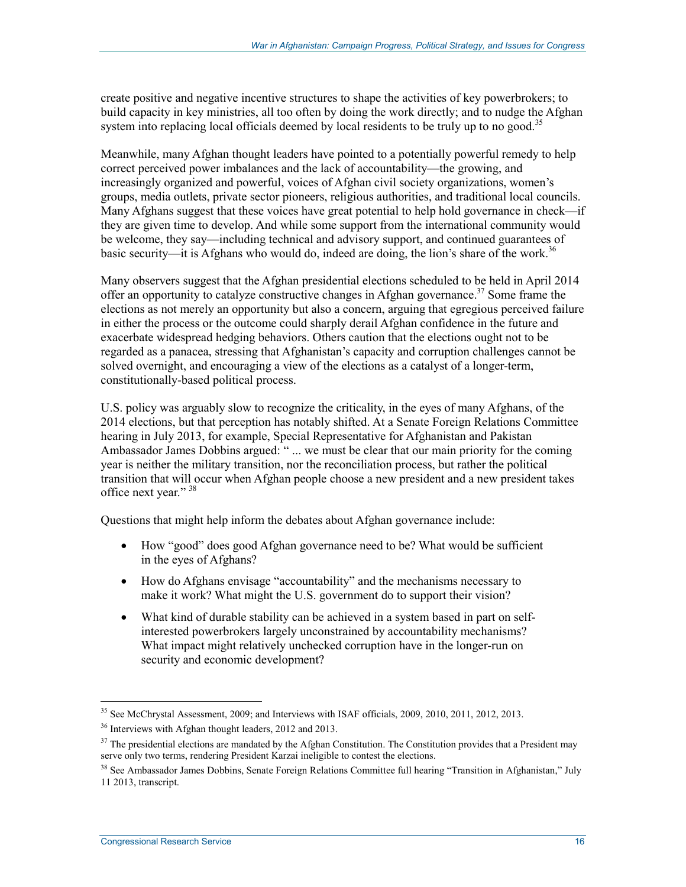create positive and negative incentive structures to shape the activities of key powerbrokers; to build capacity in key ministries, all too often by doing the work directly; and to nudge the Afghan system into replacing local officials deemed by local residents to be truly up to no good.[35]

Meanwhile, many Afghan thought leaders have pointed to a potentially powerful remedy to help correct perceived power imbalances and the lack of accountability—the growing, and increasingly organized and powerful, voices of Afghan civil society organizations, women's groups, media outlets, private sector pioneers, religious authorities, and traditional local councils. Many Afghans suggest that these voices have great potential to help hold governance in check—if they are given time to develop. And while some support from the international community would be welcome, they say—including technical and advisory support, and continued guarantees of basic security—it is Afghans who would do, indeed are doing, the lion's share of the work.[36]

Many observers suggest that the Afghan presidential elections scheduled to be held in April 2014 offer an opportunity to catalyze constructive changes in Afghan governance.[37] Some frame the elections as not merely an opportunity but also a concern, arguing that egregious perceived failure in either the process or the outcome could sharply derail Afghan confidence in the future and exacerbate widespread hedging behaviors. Others caution that the elections ought not to be regarded as a panacea, stressing that Afghanistan's capacity and corruption challenges cannot be solved overnight, and encouraging a view of the elections as a catalyst of a longer-term, constitutionally-based political process.

U.S. policy was arguably slow to recognize the criticality, in the eyes of many Afghans, of the 2014 elections, but that perception has notably shifted. At a Senate Foreign Relations Committee hearing in July 2013, for example, Special Representative for Afghanistan and Pakistan Ambassador James Dobbins argued: " ... we must be clear that our main priority for the coming year is neither the military transition, nor the reconciliation process, but rather the political transition that will occur when Afghan people choose a new president and a new president takes office next year." [38]

Questions that might help inform the debates about Afghan governance include:

- How "good" does good Afghan governance need to be? What would be sufficient in the eyes of Afghans?
- How do Afghans envisage "accountability" and the mechanisms necessary to make it work? What might the U.S. government do to support their vision?
- What kind of durable stability can be achieved in a system based in part on self-interested powerbrokers largely unconstrained by accountability mechanisms? What impact might relatively unchecked corruption have in the longer-run on security and economic development?

---

[35] See McChrystal Assessment, 2009; and Interviews with ISAF officials, 2009, 2010, 2011, 2012, 2013.

[36] Interviews with Afghan thought leaders, 2012 and 2013.

[37] The presidential elections are mandated by the Afghan Constitution. The Constitution provides that a President may serve only two terms, rendering President Karzai ineligible to contest the elections.

[38] See Ambassador James Dobbins, Senate Foreign Relations Committee full hearing "Transition in Afghanistan," July 11 2013, transcript.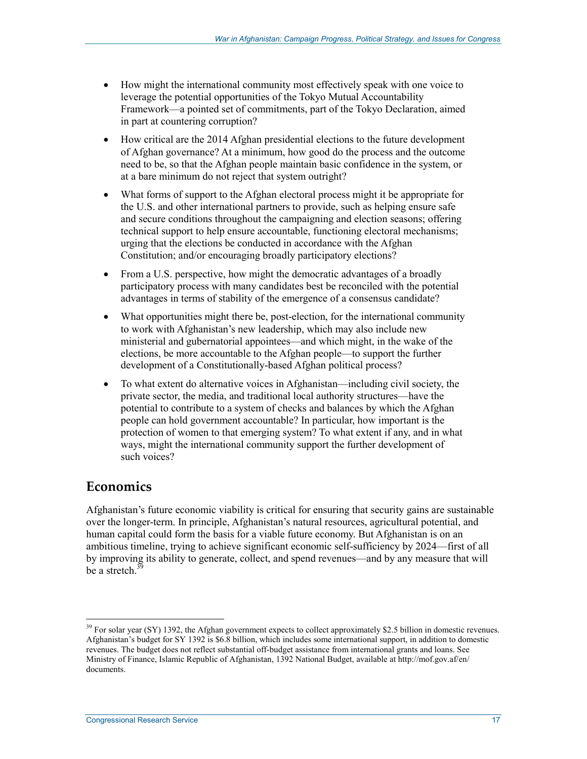- How might the international community most effectively speak with one voice to leverage the potential opportunities of the Tokyo Mutual Accountability Framework—a pointed set of commitments, part of the Tokyo Declaration, aimed in part at countering corruption?
- How critical are the 2014 Afghan presidential elections to the future development of Afghan governance? At a minimum, how good do the process and the outcome need to be, so that the Afghan people maintain basic confidence in the system, or at a bare minimum do not reject that system outright?
- What forms of support to the Afghan electoral process might it be appropriate for the U.S. and other international partners to provide, such as helping ensure safe and secure conditions throughout the campaigning and election seasons; offering technical support to help ensure accountable, functioning electoral mechanisms; urging that the elections be conducted in accordance with the Afghan Constitution; and/or encouraging broadly participatory elections?
- From a U.S. perspective, how might the democratic advantages of a broadly participatory process with many candidates best be reconciled with the potential advantages in terms of stability of the emergence of a consensus candidate?
- What opportunities might there be, post-election, for the international community to work with Afghanistan's new leadership, which may also include new ministerial and gubernatorial appointees—and which might, in the wake of the elections, be more accountable to the Afghan people—to support the further development of a Constitutionally-based Afghan political process?
- To what extent do alternative voices in Afghanistan—including civil society, the private sector, the media, and traditional local authority structures—have the potential to contribute to a system of checks and balances by which the Afghan people can hold government accountable? In particular, how important is the protection of women to that emerging system? To what extent if any, and in what ways, might the international community support the further development of such voices?

## Economics

Afghanistan's future economic viability is critical for ensuring that security gains are sustainable over the longer-term. In principle, Afghanistan's natural resources, agricultural potential, and human capital could form the basis for a viable future economy. But Afghanistan is on an ambitious timeline, trying to achieve significant economic self-sufficiency by 2024—first of all by improving its ability to generate, collect, and spend revenues—and by any measure that will be a stretch.[39]

[39] For solar year (SY) 1392, the Afghan government expects to collect approximately $2.5 billion in domestic revenues. Afghanistan's budget for SY 1392 is $6.8 billion, which includes some international support, in addition to domestic revenues. The budget does not reflect substantial off-budget assistance from international grants and loans. See Ministry of Finance, Islamic Republic of Afghanistan, 1392 National Budget, available at http://mof.gov.af/en/documents.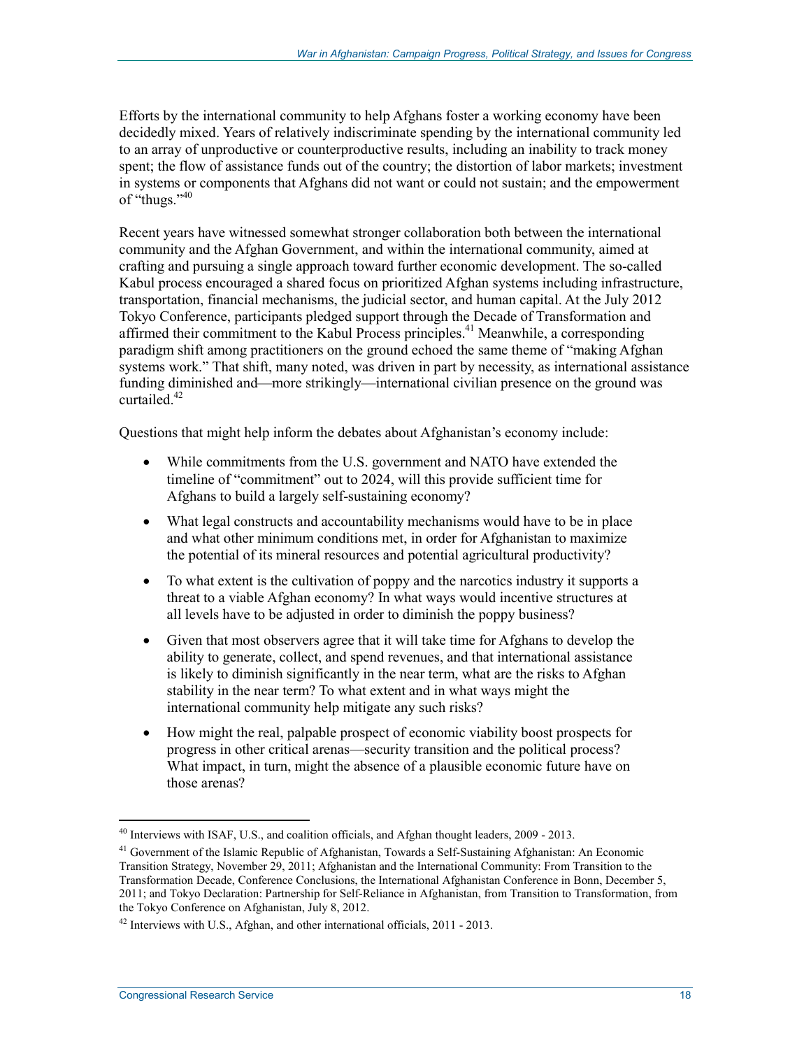Efforts by the international community to help Afghans foster a working economy have been decidedly mixed. Years of relatively indiscriminate spending by the international community led to an array of unproductive or counterproductive results, including an inability to track money spent; the flow of assistance funds out of the country; the distortion of labor markets; investment in systems or components that Afghans did not want or could not sustain; and the empowerment of "thugs."[40]

Recent years have witnessed somewhat stronger collaboration both between the international community and the Afghan Government, and within the international community, aimed at crafting and pursuing a single approach toward further economic development. The so-called Kabul process encouraged a shared focus on prioritized Afghan systems including infrastructure, transportation, financial mechanisms, the judicial sector, and human capital. At the July 2012 Tokyo Conference, participants pledged support through the Decade of Transformation and affirmed their commitment to the Kabul Process principles.[41] Meanwhile, a corresponding paradigm shift among practitioners on the ground echoed the same theme of "making Afghan systems work." That shift, many noted, was driven in part by necessity, as international assistance funding diminished and—more strikingly—international civilian presence on the ground was curtailed.[42]

Questions that might help inform the debates about Afghanistan's economy include:

- While commitments from the U.S. government and NATO have extended the timeline of "commitment" out to 2024, will this provide sufficient time for Afghans to build a largely self-sustaining economy?
- What legal constructs and accountability mechanisms would have to be in place and what other minimum conditions met, in order for Afghanistan to maximize the potential of its mineral resources and potential agricultural productivity?
- To what extent is the cultivation of poppy and the narcotics industry it supports a threat to a viable Afghan economy? In what ways would incentive structures at all levels have to be adjusted in order to diminish the poppy business?
- Given that most observers agree that it will take time for Afghans to develop the ability to generate, collect, and spend revenues, and that international assistance is likely to diminish significantly in the near term, what are the risks to Afghan stability in the near term? To what extent and in what ways might the international community help mitigate any such risks?
- How might the real, palpable prospect of economic viability boost prospects for progress in other critical arenas—security transition and the political process? What impact, in turn, might the absence of a plausible economic future have on those arenas?

---

[40] Interviews with ISAF, U.S., and coalition officials, and Afghan thought leaders, 2009 - 2013.

[41] Government of the Islamic Republic of Afghanistan, Towards a Self-Sustaining Afghanistan: An Economic Transition Strategy, November 29, 2011; Afghanistan and the International Community: From Transition to the Transformation Decade, Conference Conclusions, the International Afghanistan Conference in Bonn, December 5, 2011; and Tokyo Declaration: Partnership for Self-Reliance in Afghanistan, from Transition to Transformation, from the Tokyo Conference on Afghanistan, July 8, 2012.

[42] Interviews with U.S., Afghan, and other international officials, 2011 - 2013.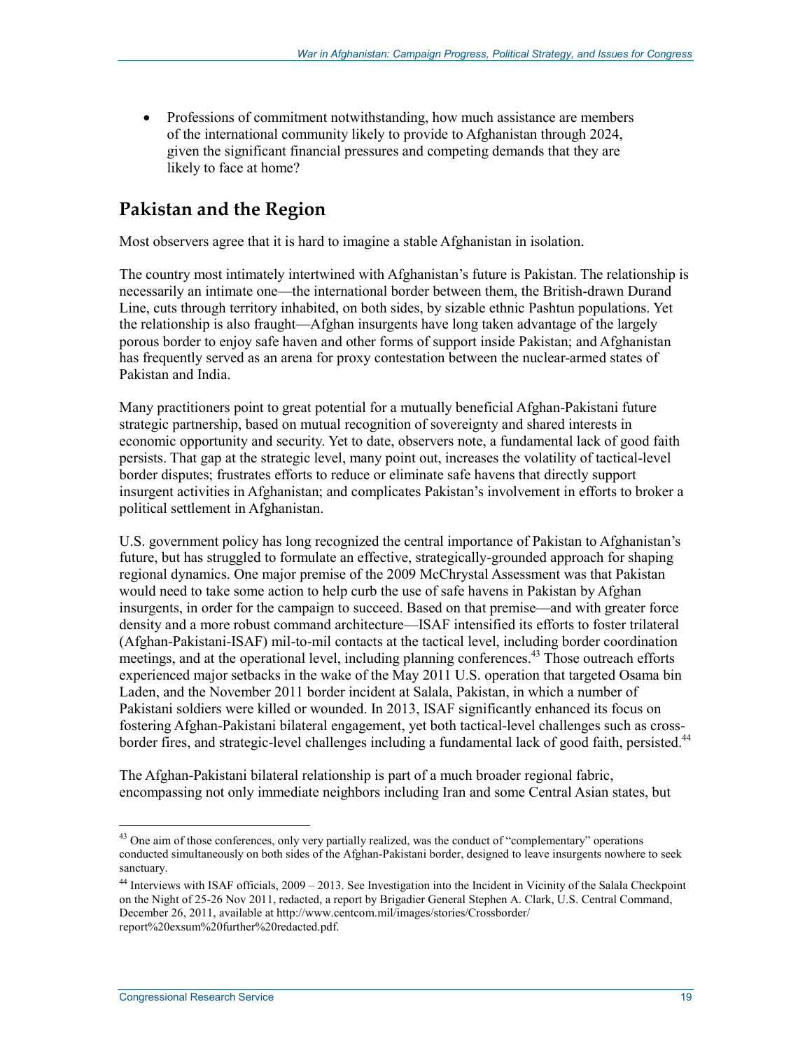- Professions of commitment notwithstanding, how much assistance are members of the international community likely to provide to Afghanistan through 2024, given the significant financial pressures and competing demands that they are likely to face at home?

## Pakistan and the Region

Most observers agree that it is hard to imagine a stable Afghanistan in isolation.

The country most intimately intertwined with Afghanistan's future is Pakistan. The relationship is necessarily an intimate one—the international border between them, the British-drawn Durand Line, cuts through territory inhabited, on both sides, by sizable ethnic Pashtun populations. Yet the relationship is also fraught—Afghan insurgents have long taken advantage of the largely porous border to enjoy safe haven and other forms of support inside Pakistan; and Afghanistan has frequently served as an arena for proxy contestation between the nuclear-armed states of Pakistan and India.

Many practitioners point to great potential for a mutually beneficial Afghan-Pakistani future strategic partnership, based on mutual recognition of sovereignty and shared interests in economic opportunity and security. Yet to date, observers note, a fundamental lack of good faith persists. That gap at the strategic level, many point out, increases the volatility of tactical-level border disputes; frustrates efforts to reduce or eliminate safe havens that directly support insurgent activities in Afghanistan; and complicates Pakistan's involvement in efforts to broker a political settlement in Afghanistan.

U.S. government policy has long recognized the central importance of Pakistan to Afghanistan's future, but has struggled to formulate an effective, strategically-grounded approach for shaping regional dynamics. One major premise of the 2009 McChrystal Assessment was that Pakistan would need to take some action to help curb the use of safe havens in Pakistan by Afghan insurgents, in order for the campaign to succeed. Based on that premise—and with greater force density and a more robust command architecture—ISAF intensified its efforts to foster trilateral (Afghan-Pakistani-ISAF) mil-to-mil contacts at the tactical level, including border coordination meetings, and at the operational level, including planning conferences.[43] Those outreach efforts experienced major setbacks in the wake of the May 2011 U.S. operation that targeted Osama bin Laden, and the November 2011 border incident at Salala, Pakistan, in which a number of Pakistani soldiers were killed or wounded. In 2013, ISAF significantly enhanced its focus on fostering Afghan-Pakistani bilateral engagement, yet both tactical-level challenges such as cross-border fires, and strategic-level challenges including a fundamental lack of good faith, persisted.[44]

The Afghan-Pakistani bilateral relationship is part of a much broader regional fabric, encompassing not only immediate neighbors including Iran and some Central Asian states, but

---

[43] One aim of those conferences, only very partially realized, was the conduct of "complementary" operations conducted simultaneously on both sides of the Afghan-Pakistani border, designed to leave insurgents nowhere to seek sanctuary.

[44] Interviews with ISAF officials, 2009 – 2013. See Investigation into the Incident in Vicinity of the Salala Checkpoint on the Night of 25-26 Nov 2011, redacted, a report by Brigadier General Stephen A. Clark, U.S. Central Command, December 26, 2011, available at http://www.centcom.mil/images/stories/Crossborder/report%20exsum%20further%20redacted.pdf.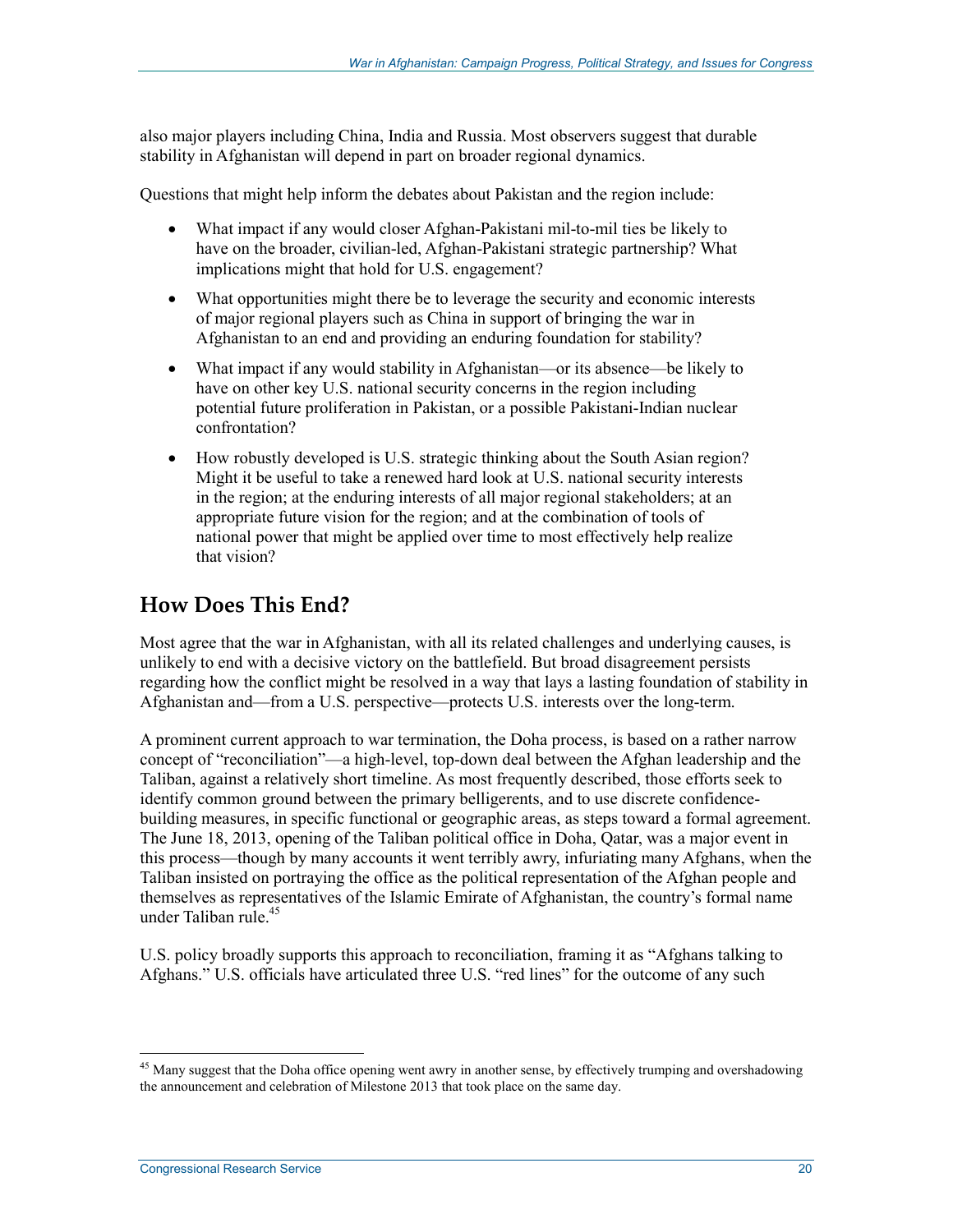also major players including China, India and Russia. Most observers suggest that durable stability in Afghanistan will depend in part on broader regional dynamics.

Questions that might help inform the debates about Pakistan and the region include:

- What impact if any would closer Afghan-Pakistani mil-to-mil ties be likely to have on the broader, civilian-led, Afghan-Pakistani strategic partnership? What implications might that hold for U.S. engagement?
- What opportunities might there be to leverage the security and economic interests of major regional players such as China in support of bringing the war in Afghanistan to an end and providing an enduring foundation for stability?
- What impact if any would stability in Afghanistan—or its absence—be likely to have on other key U.S. national security concerns in the region including potential future proliferation in Pakistan, or a possible Pakistani-Indian nuclear confrontation?
- How robustly developed is U.S. strategic thinking about the South Asian region? Might it be useful to take a renewed hard look at U.S. national security interests in the region; at the enduring interests of all major regional stakeholders; at an appropriate future vision for the region; and at the combination of tools of national power that might be applied over time to most effectively help realize that vision?

## How Does This End?

Most agree that the war in Afghanistan, with all its related challenges and underlying causes, is unlikely to end with a decisive victory on the battlefield. But broad disagreement persists regarding how the conflict might be resolved in a way that lays a lasting foundation of stability in Afghanistan and—from a U.S. perspective—protects U.S. interests over the long-term.

A prominent current approach to war termination, the Doha process, is based on a rather narrow concept of "reconciliation"—a high-level, top-down deal between the Afghan leadership and the Taliban, against a relatively short timeline. As most frequently described, those efforts seek to identify common ground between the primary belligerents, and to use discrete confidence-building measures, in specific functional or geographic areas, as steps toward a formal agreement. The June 18, 2013, opening of the Taliban political office in Doha, Qatar, was a major event in this process—though by many accounts it went terribly awry, infuriating many Afghans, when the Taliban insisted on portraying the office as the political representation of the Afghan people and themselves as representatives of the Islamic Emirate of Afghanistan, the country's formal name under Taliban rule.[45]

U.S. policy broadly supports this approach to reconciliation, framing it as "Afghans talking to Afghans." U.S. officials have articulated three U.S. "red lines" for the outcome of any such

[45] Many suggest that the Doha office opening went awry in another sense, by effectively trumping and overshadowing the announcement and celebration of Milestone 2013 that took place on the same day.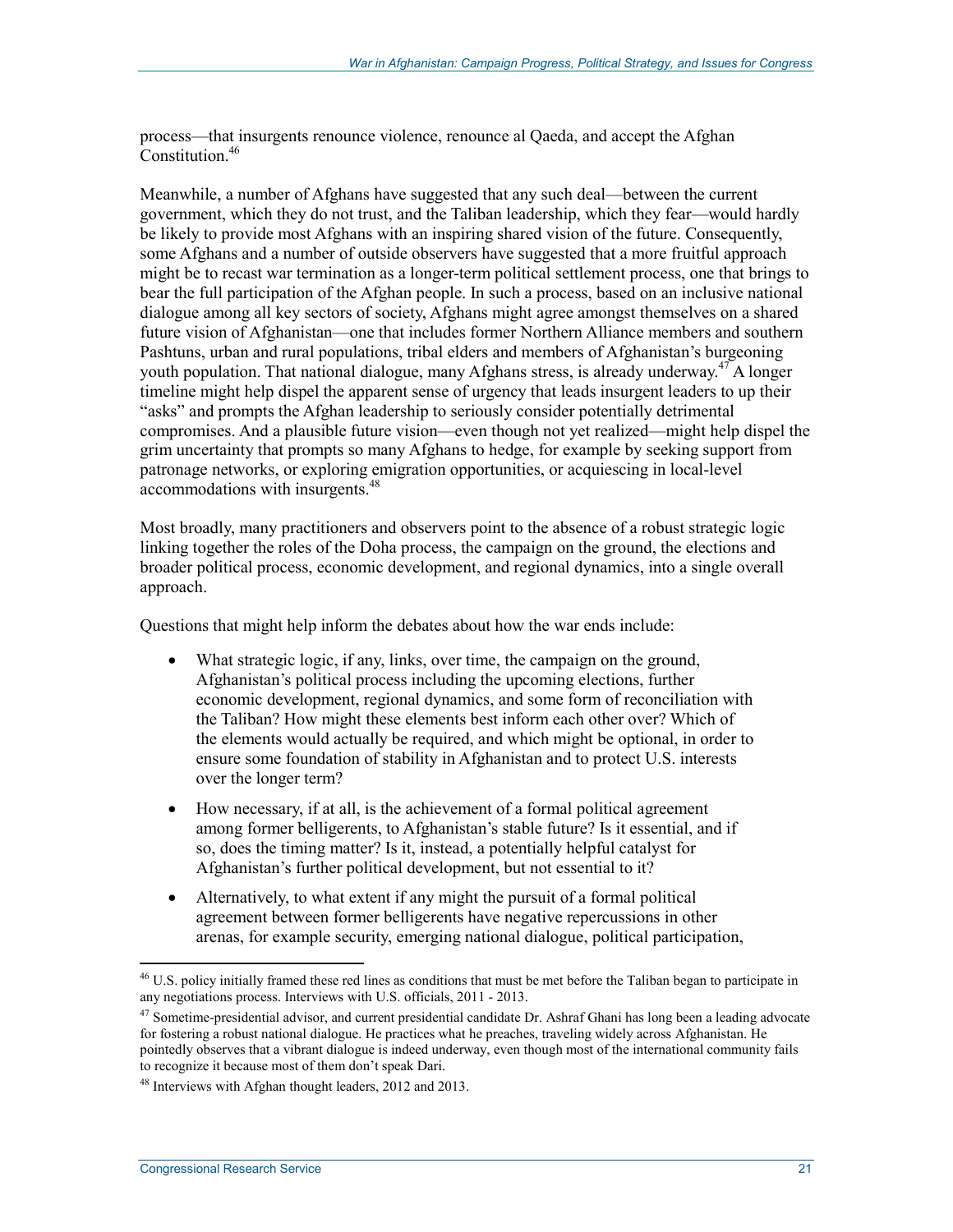process—that insurgents renounce violence, renounce al Qaeda, and accept the Afghan Constitution.[46]

Meanwhile, a number of Afghans have suggested that any such deal—between the current government, which they do not trust, and the Taliban leadership, which they fear—would hardly be likely to provide most Afghans with an inspiring shared vision of the future. Consequently, some Afghans and a number of outside observers have suggested that a more fruitful approach might be to recast war termination as a longer-term political settlement process, one that brings to bear the full participation of the Afghan people. In such a process, based on an inclusive national dialogue among all key sectors of society, Afghans might agree amongst themselves on a shared future vision of Afghanistan—one that includes former Northern Alliance members and southern Pashtuns, urban and rural populations, tribal elders and members of Afghanistan's burgeoning youth population. That national dialogue, many Afghans stress, is already underway.[47] A longer timeline might help dispel the apparent sense of urgency that leads insurgent leaders to up their "asks" and prompts the Afghan leadership to seriously consider potentially detrimental compromises. And a plausible future vision—even though not yet realized—might help dispel the grim uncertainty that prompts so many Afghans to hedge, for example by seeking support from patronage networks, or exploring emigration opportunities, or acquiescing in local-level accommodations with insurgents.[48]

Most broadly, many practitioners and observers point to the absence of a robust strategic logic linking together the roles of the Doha process, the campaign on the ground, the elections and broader political process, economic development, and regional dynamics, into a single overall approach.

Questions that might help inform the debates about how the war ends include:

- What strategic logic, if any, links, over time, the campaign on the ground, Afghanistan's political process including the upcoming elections, further economic development, regional dynamics, and some form of reconciliation with the Taliban? How might these elements best inform each other over? Which of the elements would actually be required, and which might be optional, in order to ensure some foundation of stability in Afghanistan and to protect U.S. interests over the longer term?
- How necessary, if at all, is the achievement of a formal political agreement among former belligerents, to Afghanistan's stable future? Is it essential, and if so, does the timing matter? Is it, instead, a potentially helpful catalyst for Afghanistan's further political development, but not essential to it?
- Alternatively, to what extent if any might the pursuit of a formal political agreement between former belligerents have negative repercussions in other arenas, for example security, emerging national dialogue, political participation,

[46] U.S. policy initially framed these red lines as conditions that must be met before the Taliban began to participate in any negotiations process. Interviews with U.S. officials, 2011 - 2013.

[47] Sometime-presidential advisor, and current presidential candidate Dr. Ashraf Ghani has long been a leading advocate for fostering a robust national dialogue. He practices what he preaches, traveling widely across Afghanistan. He pointedly observes that a vibrant dialogue is indeed underway, even though most of the international community fails to recognize it because most of them don't speak Dari.

[48] Interviews with Afghan thought leaders, 2012 and 2013.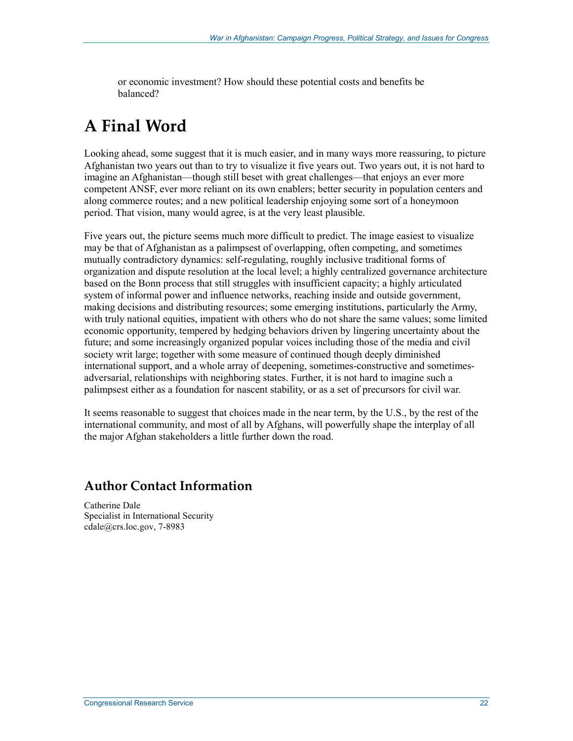or economic investment? How should these potential costs and benefits be balanced?

# A Final Word

Looking ahead, some suggest that it is much easier, and in many ways more reassuring, to picture Afghanistan two years out than to try to visualize it five years out. Two years out, it is not hard to imagine an Afghanistan—though still beset with great challenges—that enjoys an ever more competent ANSF, ever more reliant on its own enablers; better security in population centers and along commerce routes; and a new political leadership enjoying some sort of a honeymoon period. That vision, many would agree, is at the very least plausible.

Five years out, the picture seems much more difficult to predict. The image easiest to visualize may be that of Afghanistan as a palimpsest of overlapping, often competing, and sometimes mutually contradictory dynamics: self-regulating, roughly inclusive traditional forms of organization and dispute resolution at the local level; a highly centralized governance architecture based on the Bonn process that still struggles with insufficient capacity; a highly articulated system of informal power and influence networks, reaching inside and outside government, making decisions and distributing resources; some emerging institutions, particularly the Army, with truly national equities, impatient with others who do not share the same values; some limited economic opportunity, tempered by hedging behaviors driven by lingering uncertainty about the future; and some increasingly organized popular voices including those of the media and civil society writ large; together with some measure of continued though deeply diminished international support, and a whole array of deepening, sometimes-constructive and sometimes-adversarial, relationships with neighboring states. Further, it is not hard to imagine such a palimpsest either as a foundation for nascent stability, or as a set of precursors for civil war.

It seems reasonable to suggest that choices made in the near term, by the U.S., by the rest of the international community, and most of all by Afghans, will powerfully shape the interplay of all the major Afghan stakeholders a little further down the road.

## Author Contact Information

Catherine Dale
Specialist in International Security
cdale@crs.loc.gov, 7-8983